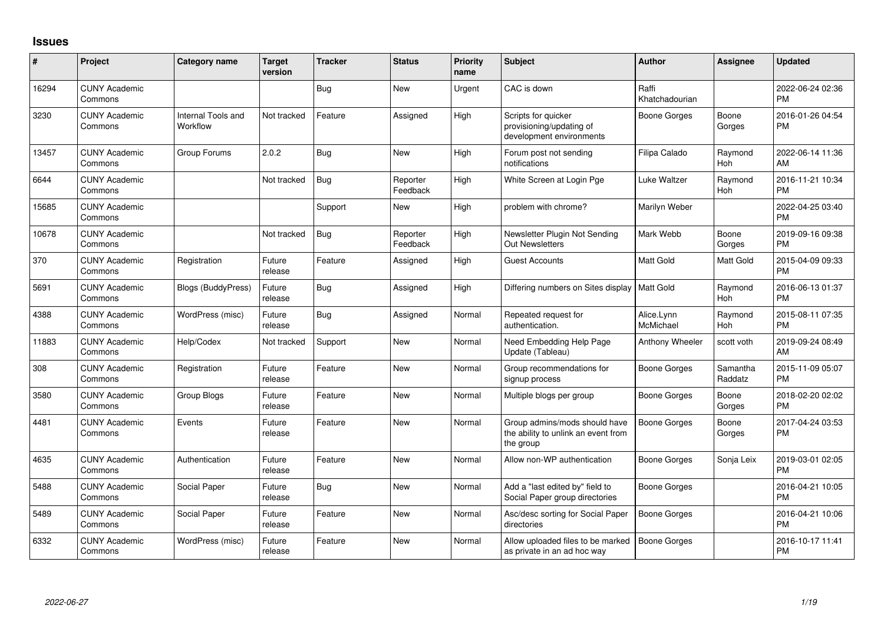## Issues

| # | Project | Category name | Target version | Tracker | Status | Priority name | Subject | Author | Assignee | Updated |
|---|---|---|---|---|---|---|---|---|---|---|
| 16294 | CUNY Academic Commons | | | Bug | New | Urgent | CAC is down | Raffi Khatchadourian | | 2022-06-24 02:36 PM |
| 3230 | CUNY Academic Commons | Internal Tools and Workflow | Not tracked | Feature | Assigned | High | Scripts for quicker provisioning/updating of development environments | Boone Gorges | Boone Gorges | 2016-01-26 04:54 PM |
| 13457 | CUNY Academic Commons | Group Forums | 2.0.2 | Bug | New | High | Forum post not sending notifications | Filipa Calado | Raymond Hoh | 2022-06-14 11:36 AM |
| 6644 | CUNY Academic Commons | | Not tracked | Bug | Reporter Feedback | High | White Screen at Login Pge | Luke Waltzer | Raymond Hoh | 2016-11-21 10:34 PM |
| 15685 | CUNY Academic Commons | | | Support | New | High | problem with chrome? | Marilyn Weber | | 2022-04-25 03:40 PM |
| 10678 | CUNY Academic Commons | | Not tracked | Bug | Reporter Feedback | High | Newsletter Plugin Not Sending Out Newsletters | Mark Webb | Boone Gorges | 2019-09-16 09:38 PM |
| 370 | CUNY Academic Commons | Registration | Future release | Feature | Assigned | High | Guest Accounts | Matt Gold | Matt Gold | 2015-04-09 09:33 PM |
| 5691 | CUNY Academic Commons | Blogs (BuddyPress) | Future release | Bug | Assigned | High | Differing numbers on Sites display | Matt Gold | Raymond Hoh | 2016-06-13 01:37 PM |
| 4388 | CUNY Academic Commons | WordPress (misc) | Future release | Bug | Assigned | Normal | Repeated request for authentication. | Alice.Lynn McMichael | Raymond Hoh | 2015-08-11 07:35 PM |
| 11883 | CUNY Academic Commons | Help/Codex | Not tracked | Support | New | Normal | Need Embedding Help Page Update (Tableau) | Anthony Wheeler | scott voth | 2019-09-24 08:49 AM |
| 308 | CUNY Academic Commons | Registration | Future release | Feature | New | Normal | Group recommendations for signup process | Boone Gorges | Samantha Raddatz | 2015-11-09 05:07 PM |
| 3580 | CUNY Academic Commons | Group Blogs | Future release | Feature | New | Normal | Multiple blogs per group | Boone Gorges | Boone Gorges | 2018-02-20 02:02 PM |
| 4481 | CUNY Academic Commons | Events | Future release | Feature | New | Normal | Group admins/mods should have the ability to unlink an event from the group | Boone Gorges | Boone Gorges | 2017-04-24 03:53 PM |
| 4635 | CUNY Academic Commons | Authentication | Future release | Feature | New | Normal | Allow non-WP authentication | Boone Gorges | Sonja Leix | 2019-03-01 02:05 PM |
| 5488 | CUNY Academic Commons | Social Paper | Future release | Bug | New | Normal | Add a "last edited by" field to Social Paper group directories | Boone Gorges | | 2016-04-21 10:05 PM |
| 5489 | CUNY Academic Commons | Social Paper | Future release | Feature | New | Normal | Asc/desc sorting for Social Paper directories | Boone Gorges | | 2016-04-21 10:06 PM |
| 6332 | CUNY Academic Commons | WordPress (misc) | Future release | Feature | New | Normal | Allow uploaded files to be marked as private in an ad hoc way | Boone Gorges | | 2016-10-17 11:41 PM |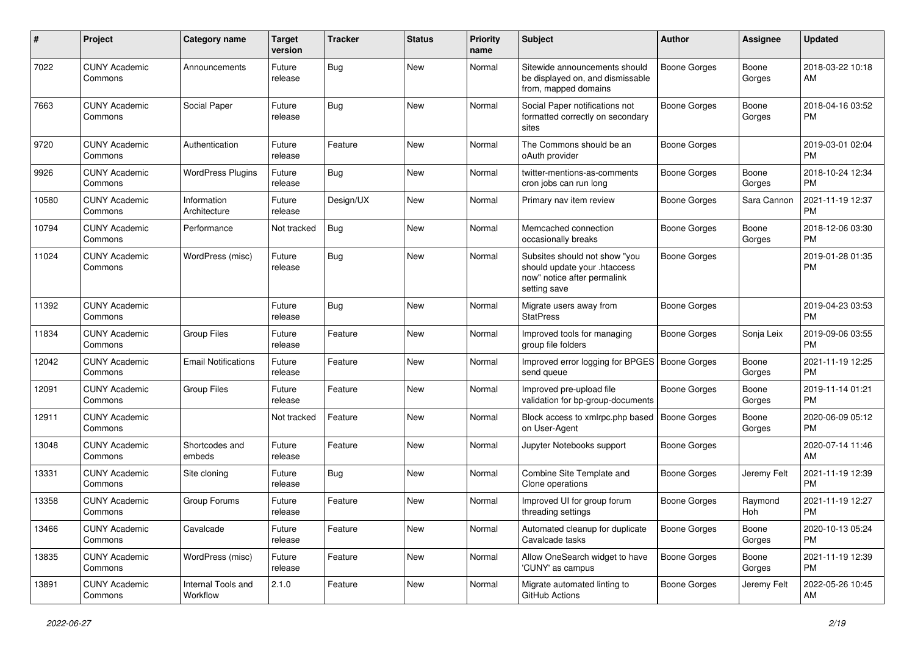| # | Project | Category name | Target version | Tracker | Status | Priority name | Subject | Author | Assignee | Updated |
|---|---|---|---|---|---|---|---|---|---|---|
| 7022 | CUNY Academic Commons | Announcements | Future release | Bug | New | Normal | Sitewide announcements should be displayed on, and dismissable from, mapped domains | Boone Gorges | Boone Gorges | 2018-03-22 10:18 AM |
| 7663 | CUNY Academic Commons | Social Paper | Future release | Bug | New | Normal | Social Paper notifications not formatted correctly on secondary sites | Boone Gorges | Boone Gorges | 2018-04-16 03:52 PM |
| 9720 | CUNY Academic Commons | Authentication | Future release | Feature | New | Normal | The Commons should be an oAuth provider | Boone Gorges | | 2019-03-01 02:04 PM |
| 9926 | CUNY Academic Commons | WordPress Plugins | Future release | Bug | New | Normal | twitter-mentions-as-comments cron jobs can run long | Boone Gorges | Boone Gorges | 2018-10-24 12:34 PM |
| 10580 | CUNY Academic Commons | Information Architecture | Future release | Design/UX | New | Normal | Primary nav item review | Boone Gorges | Sara Cannon | 2021-11-19 12:37 PM |
| 10794 | CUNY Academic Commons | Performance | Not tracked | Bug | New | Normal | Memcached connection occasionally breaks | Boone Gorges | Boone Gorges | 2018-12-06 03:30 PM |
| 11024 | CUNY Academic Commons | WordPress (misc) | Future release | Bug | New | Normal | Subsites should not show "you should update your .htaccess now" notice after permalink setting save | Boone Gorges | | 2019-01-28 01:35 PM |
| 11392 | CUNY Academic Commons | | Future release | Bug | New | Normal | Migrate users away from StatPress | Boone Gorges | | 2019-04-23 03:53 PM |
| 11834 | CUNY Academic Commons | Group Files | Future release | Feature | New | Normal | Improved tools for managing group file folders | Boone Gorges | Sonja Leix | 2019-09-06 03:55 PM |
| 12042 | CUNY Academic Commons | Email Notifications | Future release | Feature | New | Normal | Improved error logging for BPGES send queue | Boone Gorges | Boone Gorges | 2021-11-19 12:25 PM |
| 12091 | CUNY Academic Commons | Group Files | Future release | Feature | New | Normal | Improved pre-upload file validation for bp-group-documents | Boone Gorges | Boone Gorges | 2019-11-14 01:21 PM |
| 12911 | CUNY Academic Commons | | Not tracked | Feature | New | Normal | Block access to xmlrpc.php based on User-Agent | Boone Gorges | Boone Gorges | 2020-06-09 05:12 PM |
| 13048 | CUNY Academic Commons | Shortcodes and embeds | Future release | Feature | New | Normal | Jupyter Notebooks support | Boone Gorges | | 2020-07-14 11:46 AM |
| 13331 | CUNY Academic Commons | Site cloning | Future release | Bug | New | Normal | Combine Site Template and Clone operations | Boone Gorges | Jeremy Felt | 2021-11-19 12:39 PM |
| 13358 | CUNY Academic Commons | Group Forums | Future release | Feature | New | Normal | Improved UI for group forum threading settings | Boone Gorges | Raymond Hoh | 2021-11-19 12:27 PM |
| 13466 | CUNY Academic Commons | Cavalcade | Future release | Feature | New | Normal | Automated cleanup for duplicate Cavalcade tasks | Boone Gorges | Boone Gorges | 2020-10-13 05:24 PM |
| 13835 | CUNY Academic Commons | WordPress (misc) | Future release | Feature | New | Normal | Allow OneSearch widget to have 'CUNY' as campus | Boone Gorges | Boone Gorges | 2021-11-19 12:39 PM |
| 13891 | CUNY Academic Commons | Internal Tools and Workflow | 2.1.0 | Feature | New | Normal | Migrate automated linting to GitHub Actions | Boone Gorges | Jeremy Felt | 2022-05-26 10:45 AM |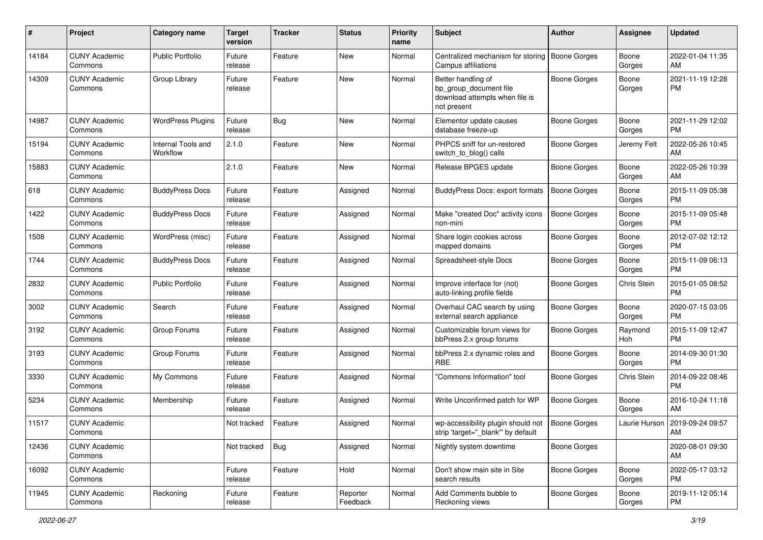| # | Project | Category name | Target version | Tracker | Status | Priority name | Subject | Author | Assignee | Updated |
|---|---|---|---|---|---|---|---|---|---|---|
| 14184 | CUNY Academic Commons | Public Portfolio | Future release | Feature | New | Normal | Centralized mechanism for storing Campus affiliations | Boone Gorges | Boone Gorges | 2022-01-04 11:35 AM |
| 14309 | CUNY Academic Commons | Group Library | Future release | Feature | New | Normal | Better handling of bp_group_document file download attempts when file is not present | Boone Gorges | Boone Gorges | 2021-11-19 12:28 PM |
| 14987 | CUNY Academic Commons | WordPress Plugins | Future release | Bug | New | Normal | Elementor update causes database freeze-up | Boone Gorges | Boone Gorges | 2021-11-29 12:02 PM |
| 15194 | CUNY Academic Commons | Internal Tools and Workflow | 2.1.0 | Feature | New | Normal | PHPCS sniff for un-restored switch_to_blog() calls | Boone Gorges | Jeremy Felt | 2022-05-26 10:45 AM |
| 15883 | CUNY Academic Commons | | 2.1.0 | Feature | New | Normal | Release BPGES update | Boone Gorges | Boone Gorges | 2022-05-26 10:39 AM |
| 618 | CUNY Academic Commons | BuddyPress Docs | Future release | Feature | Assigned | Normal | BuddyPress Docs: export formats | Boone Gorges | Boone Gorges | 2015-11-09 05:38 PM |
| 1422 | CUNY Academic Commons | BuddyPress Docs | Future release | Feature | Assigned | Normal | Make "created Doc" activity icons non-mini | Boone Gorges | Boone Gorges | 2015-11-09 05:48 PM |
| 1508 | CUNY Academic Commons | WordPress (misc) | Future release | Feature | Assigned | Normal | Share login cookies across mapped domains | Boone Gorges | Boone Gorges | 2012-07-02 12:12 PM |
| 1744 | CUNY Academic Commons | BuddyPress Docs | Future release | Feature | Assigned | Normal | Spreadsheet-style Docs | Boone Gorges | Boone Gorges | 2015-11-09 06:13 PM |
| 2832 | CUNY Academic Commons | Public Portfolio | Future release | Feature | Assigned | Normal | Improve interface for (not) auto-linking profile fields | Boone Gorges | Chris Stein | 2015-01-05 08:52 PM |
| 3002 | CUNY Academic Commons | Search | Future release | Feature | Assigned | Normal | Overhaul CAC search by using external search appliance | Boone Gorges | Boone Gorges | 2020-07-15 03:05 PM |
| 3192 | CUNY Academic Commons | Group Forums | Future release | Feature | Assigned | Normal | Customizable forum views for bbPress 2.x group forums | Boone Gorges | Raymond Hoh | 2015-11-09 12:47 PM |
| 3193 | CUNY Academic Commons | Group Forums | Future release | Feature | Assigned | Normal | bbPress 2.x dynamic roles and RBE | Boone Gorges | Boone Gorges | 2014-09-30 01:30 PM |
| 3330 | CUNY Academic Commons | My Commons | Future release | Feature | Assigned | Normal | "Commons Information" tool | Boone Gorges | Chris Stein | 2014-09-22 08:46 PM |
| 5234 | CUNY Academic Commons | Membership | Future release | Feature | Assigned | Normal | Write Unconfirmed patch for WP | Boone Gorges | Boone Gorges | 2016-10-24 11:18 AM |
| 11517 | CUNY Academic Commons | | Not tracked | Feature | Assigned | Normal | wp-accessibility plugin should not strip 'target="_blank"' by default | Boone Gorges | Laurie Hurson | 2019-09-24 09:57 AM |
| 12436 | CUNY Academic Commons | | Not tracked | Bug | Assigned | Normal | Nightly system downtime | Boone Gorges | | 2020-08-01 09:30 AM |
| 16092 | CUNY Academic Commons | | Future release | Feature | Hold | Normal | Don't show main site in Site search results | Boone Gorges | Boone Gorges | 2022-05-17 03:12 PM |
| 11945 | CUNY Academic Commons | Reckoning | Future release | Feature | Reporter Feedback | Normal | Add Comments bubble to Reckoning views | Boone Gorges | Boone Gorges | 2019-11-12 05:14 PM |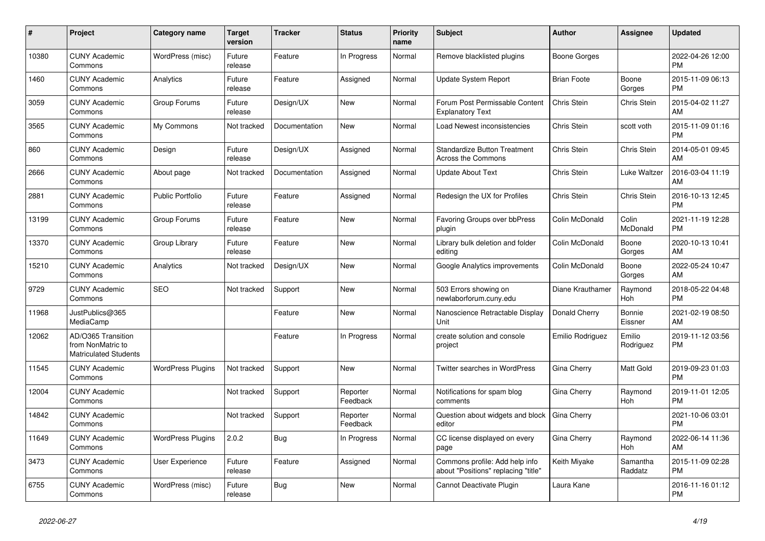| # | Project | Category name | Target version | Tracker | Status | Priority name | Subject | Author | Assignee | Updated |
|---|---|---|---|---|---|---|---|---|---|---|
| 10380 | CUNY Academic Commons | WordPress (misc) | Future release | Feature | In Progress | Normal | Remove blacklisted plugins | Boone Gorges | | 2022-04-26 12:00 PM |
| 1460 | CUNY Academic Commons | Analytics | Future release | Feature | Assigned | Normal | Update System Report | Brian Foote | Boone Gorges | 2015-11-09 06:13 PM |
| 3059 | CUNY Academic Commons | Group Forums | Future release | Design/UX | New | Normal | Forum Post Permissable Content Explanatory Text | Chris Stein | Chris Stein | 2015-04-02 11:27 AM |
| 3565 | CUNY Academic Commons | My Commons | Not tracked | Documentation | New | Normal | Load Newest inconsistencies | Chris Stein | scott voth | 2015-11-09 01:16 PM |
| 860 | CUNY Academic Commons | Design | Future release | Design/UX | Assigned | Normal | Standardize Button Treatment Across the Commons | Chris Stein | Chris Stein | 2014-05-01 09:45 AM |
| 2666 | CUNY Academic Commons | About page | Not tracked | Documentation | Assigned | Normal | Update About Text | Chris Stein | Luke Waltzer | 2016-03-04 11:19 AM |
| 2881 | CUNY Academic Commons | Public Portfolio | Future release | Feature | Assigned | Normal | Redesign the UX for Profiles | Chris Stein | Chris Stein | 2016-10-13 12:45 PM |
| 13199 | CUNY Academic Commons | Group Forums | Future release | Feature | New | Normal | Favoring Groups over bbPress plugin | Colin McDonald | Colin McDonald | 2021-11-19 12:28 PM |
| 13370 | CUNY Academic Commons | Group Library | Future release | Feature | New | Normal | Library bulk deletion and folder editing | Colin McDonald | Boone Gorges | 2020-10-13 10:41 AM |
| 15210 | CUNY Academic Commons | Analytics | Not tracked | Design/UX | New | Normal | Google Analytics improvements | Colin McDonald | Boone Gorges | 2022-05-24 10:47 AM |
| 9729 | CUNY Academic Commons | SEO | Not tracked | Support | New | Normal | 503 Errors showing on newlaborforum.cuny.edu | Diane Krauthamer | Raymond Hoh | 2018-05-22 04:48 PM |
| 11968 | JustPublics@365 MediaCamp | | | Feature | New | Normal | Nanoscience Retractable Display Unit | Donald Cherry | Bonnie Eissner | 2021-02-19 08:50 AM |
| 12062 | AD/O365 Transition from NonMatric to Matriculated Students | | | Feature | In Progress | Normal | create solution and console project | Emilio Rodriguez | Emilio Rodriguez | 2019-11-12 03:56 PM |
| 11545 | CUNY Academic Commons | WordPress Plugins | Not tracked | Support | New | Normal | Twitter searches in WordPress | Gina Cherry | Matt Gold | 2019-09-23 01:03 PM |
| 12004 | CUNY Academic Commons | | Not tracked | Support | Reporter Feedback | Normal | Notifications for spam blog comments | Gina Cherry | Raymond Hoh | 2019-11-01 12:05 PM |
| 14842 | CUNY Academic Commons | | Not tracked | Support | Reporter Feedback | Normal | Question about widgets and block editor | Gina Cherry | | 2021-10-06 03:01 PM |
| 11649 | CUNY Academic Commons | WordPress Plugins | 2.0.2 | Bug | In Progress | Normal | CC license displayed on every page | Gina Cherry | Raymond Hoh | 2022-06-14 11:36 AM |
| 3473 | CUNY Academic Commons | User Experience | Future release | Feature | Assigned | Normal | Commons profile: Add help info about "Positions" replacing "title" | Keith Miyake | Samantha Raddatz | 2015-11-09 02:28 PM |
| 6755 | CUNY Academic Commons | WordPress (misc) | Future release | Bug | New | Normal | Cannot Deactivate Plugin | Laura Kane | | 2016-11-16 01:12 PM |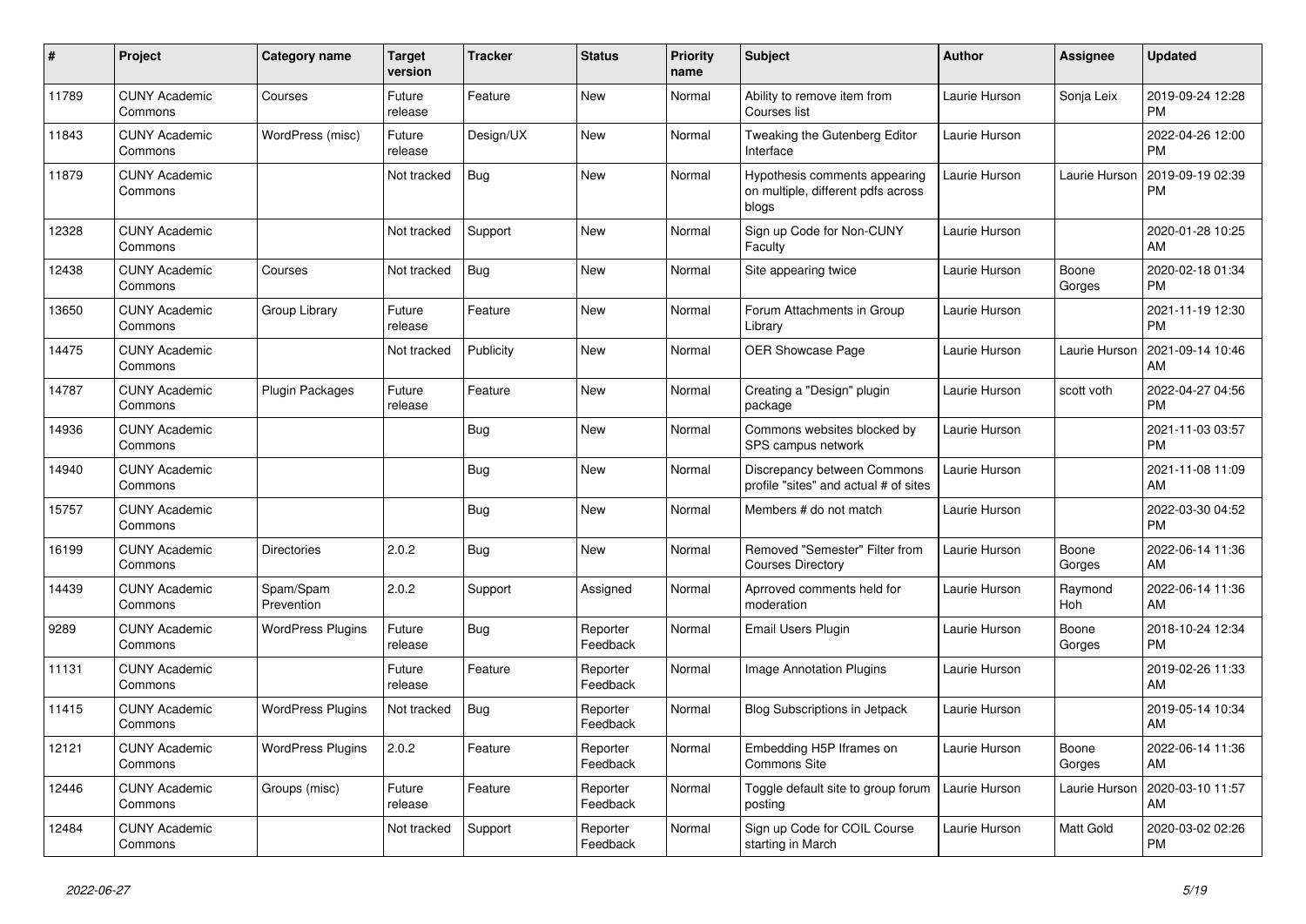| # | Project | Category name | Target version | Tracker | Status | Priority name | Subject | Author | Assignee | Updated |
|---|---|---|---|---|---|---|---|---|---|---|
| 11789 | CUNY Academic Commons | Courses | Future release | Feature | New | Normal | Ability to remove item from Courses list | Laurie Hurson | Sonja Leix | 2019-09-24 12:28 PM |
| 11843 | CUNY Academic Commons | WordPress (misc) | Future release | Design/UX | New | Normal | Tweaking the Gutenberg Editor Interface | Laurie Hurson | | 2022-04-26 12:00 PM |
| 11879 | CUNY Academic Commons | | Not tracked | Bug | New | Normal | Hypothesis comments appearing on multiple, different pdfs across blogs | Laurie Hurson | Laurie Hurson | 2019-09-19 02:39 PM |
| 12328 | CUNY Academic Commons | | Not tracked | Support | New | Normal | Sign up Code for Non-CUNY Faculty | Laurie Hurson | | 2020-01-28 10:25 AM |
| 12438 | CUNY Academic Commons | Courses | Not tracked | Bug | New | Normal | Site appearing twice | Laurie Hurson | Boone Gorges | 2020-02-18 01:34 PM |
| 13650 | CUNY Academic Commons | Group Library | Future release | Feature | New | Normal | Forum Attachments in Group Library | Laurie Hurson | | 2021-11-19 12:30 PM |
| 14475 | CUNY Academic Commons | | Not tracked | Publicity | New | Normal | OER Showcase Page | Laurie Hurson | Laurie Hurson | 2021-09-14 10:46 AM |
| 14787 | CUNY Academic Commons | Plugin Packages | Future release | Feature | New | Normal | Creating a "Design" plugin package | Laurie Hurson | scott voth | 2022-04-27 04:56 PM |
| 14936 | CUNY Academic Commons | | | Bug | New | Normal | Commons websites blocked by SPS campus network | Laurie Hurson | | 2021-11-03 03:57 PM |
| 14940 | CUNY Academic Commons | | | Bug | New | Normal | Discrepancy between Commons profile "sites" and actual # of sites | Laurie Hurson | | 2021-11-08 11:09 AM |
| 15757 | CUNY Academic Commons | | | Bug | New | Normal | Members # do not match | Laurie Hurson | | 2022-03-30 04:52 PM |
| 16199 | CUNY Academic Commons | Directories | 2.0.2 | Bug | New | Normal | Removed "Semester" Filter from Courses Directory | Laurie Hurson | Boone Gorges | 2022-06-14 11:36 AM |
| 14439 | CUNY Academic Commons | Spam/Spam Prevention | 2.0.2 | Support | Assigned | Normal | Aprroved comments held for moderation | Laurie Hurson | Raymond Hoh | 2022-06-14 11:36 AM |
| 9289 | CUNY Academic Commons | WordPress Plugins | Future release | Bug | Reporter Feedback | Normal | Email Users Plugin | Laurie Hurson | Boone Gorges | 2018-10-24 12:34 PM |
| 11131 | CUNY Academic Commons | | Future release | Feature | Reporter Feedback | Normal | Image Annotation Plugins | Laurie Hurson | | 2019-02-26 11:33 AM |
| 11415 | CUNY Academic Commons | WordPress Plugins | Not tracked | Bug | Reporter Feedback | Normal | Blog Subscriptions in Jetpack | Laurie Hurson | | 2019-05-14 10:34 AM |
| 12121 | CUNY Academic Commons | WordPress Plugins | 2.0.2 | Feature | Reporter Feedback | Normal | Embedding H5P Iframes on Commons Site | Laurie Hurson | Boone Gorges | 2022-06-14 11:36 AM |
| 12446 | CUNY Academic Commons | Groups (misc) | Future release | Feature | Reporter Feedback | Normal | Toggle default site to group forum posting | Laurie Hurson | Laurie Hurson | 2020-03-10 11:57 AM |
| 12484 | CUNY Academic Commons | | Not tracked | Support | Reporter Feedback | Normal | Sign up Code for COIL Course starting in March | Laurie Hurson | Matt Gold | 2020-03-02 02:26 PM |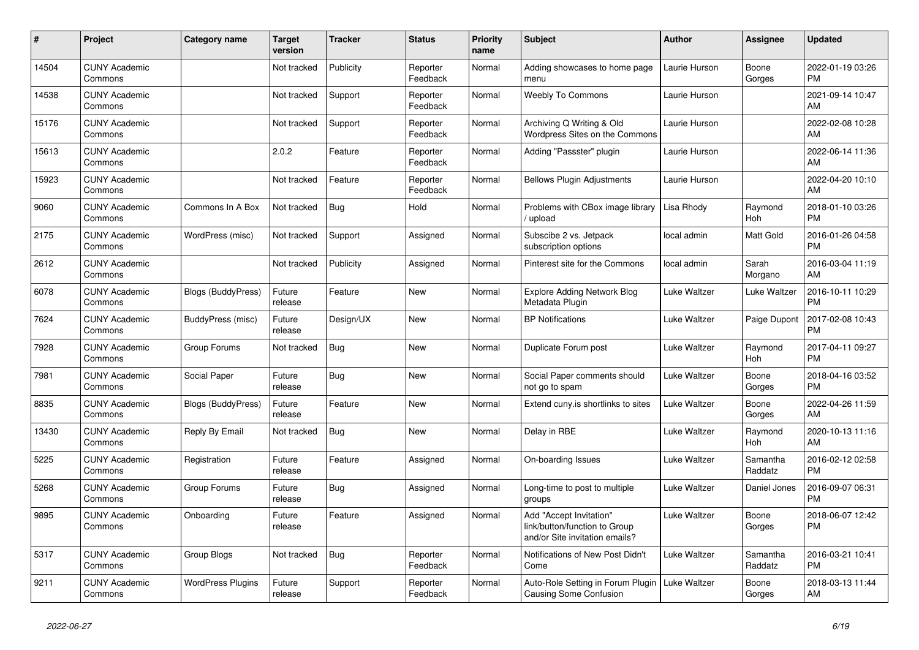| # | Project | Category name | Target version | Tracker | Status | Priority name | Subject | Author | Assignee | Updated |
|---|---|---|---|---|---|---|---|---|---|---|
| 14504 | CUNY Academic Commons | | Not tracked | Publicity | Reporter Feedback | Normal | Adding showcases to home page menu | Laurie Hurson | Boone Gorges | 2022-01-19 03:26 PM |
| 14538 | CUNY Academic Commons | | Not tracked | Support | Reporter Feedback | Normal | Weebly To Commons | Laurie Hurson | | 2021-09-14 10:47 AM |
| 15176 | CUNY Academic Commons | | Not tracked | Support | Reporter Feedback | Normal | Archiving Q Writing & Old Wordpress Sites on the Commons | Laurie Hurson | | 2022-02-08 10:28 AM |
| 15613 | CUNY Academic Commons | | 2.0.2 | Feature | Reporter Feedback | Normal | Adding "Passster" plugin | Laurie Hurson | | 2022-06-14 11:36 AM |
| 15923 | CUNY Academic Commons | | Not tracked | Feature | Reporter Feedback | Normal | Bellows Plugin Adjustments | Laurie Hurson | | 2022-04-20 10:10 AM |
| 9060 | CUNY Academic Commons | Commons In A Box | Not tracked | Bug | Hold | Normal | Problems with CBox image library / upload | Lisa Rhody | Raymond Hoh | 2018-01-10 03:26 PM |
| 2175 | CUNY Academic Commons | WordPress (misc) | Not tracked | Support | Assigned | Normal | Subscibe 2 vs. Jetpack subscription options | local admin | Matt Gold | 2016-01-26 04:58 PM |
| 2612 | CUNY Academic Commons | | Not tracked | Publicity | Assigned | Normal | Pinterest site for the Commons | local admin | Sarah Morgano | 2016-03-04 11:19 AM |
| 6078 | CUNY Academic Commons | Blogs (BuddyPress) | Future release | Feature | New | Normal | Explore Adding Network Blog Metadata Plugin | Luke Waltzer | Luke Waltzer | 2016-10-11 10:29 PM |
| 7624 | CUNY Academic Commons | BuddyPress (misc) | Future release | Design/UX | New | Normal | BP Notifications | Luke Waltzer | Paige Dupont | 2017-02-08 10:43 PM |
| 7928 | CUNY Academic Commons | Group Forums | Not tracked | Bug | New | Normal | Duplicate Forum post | Luke Waltzer | Raymond Hoh | 2017-04-11 09:27 PM |
| 7981 | CUNY Academic Commons | Social Paper | Future release | Bug | New | Normal | Social Paper comments should not go to spam | Luke Waltzer | Boone Gorges | 2018-04-16 03:52 PM |
| 8835 | CUNY Academic Commons | Blogs (BuddyPress) | Future release | Feature | New | Normal | Extend cuny.is shortlinks to sites | Luke Waltzer | Boone Gorges | 2022-04-26 11:59 AM |
| 13430 | CUNY Academic Commons | Reply By Email | Not tracked | Bug | New | Normal | Delay in RBE | Luke Waltzer | Raymond Hoh | 2020-10-13 11:16 AM |
| 5225 | CUNY Academic Commons | Registration | Future release | Feature | Assigned | Normal | On-boarding Issues | Luke Waltzer | Samantha Raddatz | 2016-02-12 02:58 PM |
| 5268 | CUNY Academic Commons | Group Forums | Future release | Bug | Assigned | Normal | Long-time to post to multiple groups | Luke Waltzer | Daniel Jones | 2016-09-07 06:31 PM |
| 9895 | CUNY Academic Commons | Onboarding | Future release | Feature | Assigned | Normal | Add "Accept Invitation" link/button/function to Group and/or Site invitation emails? | Luke Waltzer | Boone Gorges | 2018-06-07 12:42 PM |
| 5317 | CUNY Academic Commons | Group Blogs | Not tracked | Bug | Reporter Feedback | Normal | Notifications of New Post Didn't Come | Luke Waltzer | Samantha Raddatz | 2016-03-21 10:41 PM |
| 9211 | CUNY Academic Commons | WordPress Plugins | Future release | Support | Reporter Feedback | Normal | Auto-Role Setting in Forum Plugin Causing Some Confusion | Luke Waltzer | Boone Gorges | 2018-03-13 11:44 AM |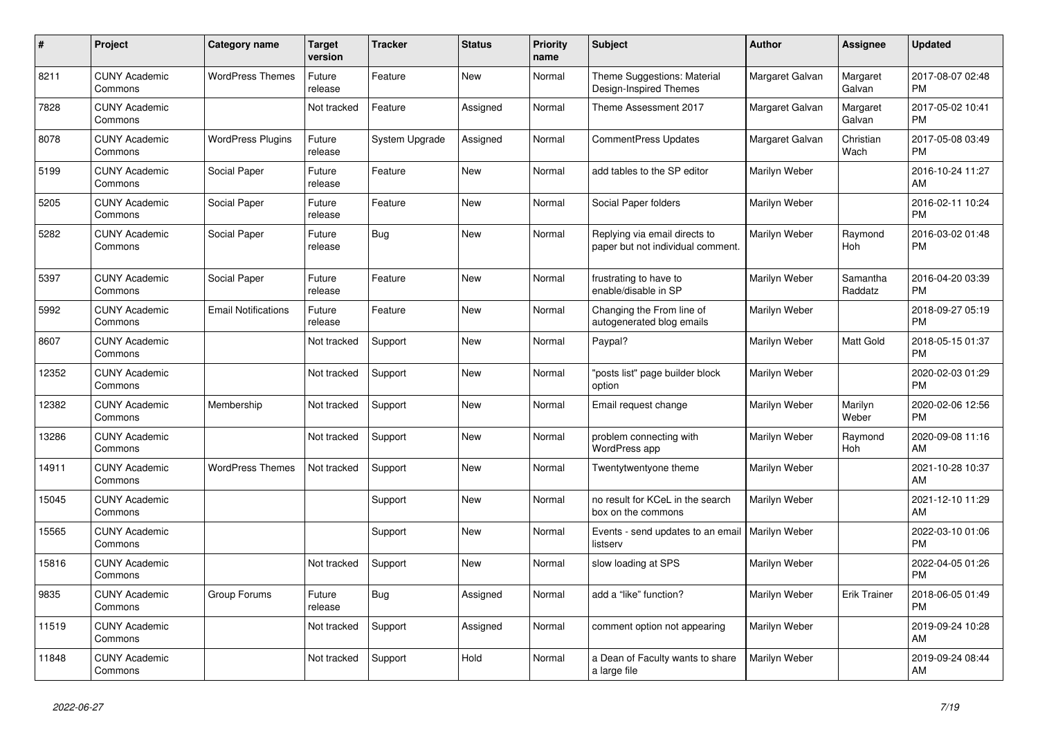| # | Project | Category name | Target version | Tracker | Status | Priority name | Subject | Author | Assignee | Updated |
|---|---|---|---|---|---|---|---|---|---|---|
| 8211 | CUNY Academic Commons | WordPress Themes | Future release | Feature | New | Normal | Theme Suggestions: Material Design-Inspired Themes | Margaret Galvan | Margaret Galvan | 2017-08-07 02:48 PM |
| 7828 | CUNY Academic Commons | | Not tracked | Feature | Assigned | Normal | Theme Assessment 2017 | Margaret Galvan | Margaret Galvan | 2017-05-02 10:41 PM |
| 8078 | CUNY Academic Commons | WordPress Plugins | Future release | System Upgrade | Assigned | Normal | CommentPress Updates | Margaret Galvan | Christian Wach | 2017-05-08 03:49 PM |
| 5199 | CUNY Academic Commons | Social Paper | Future release | Feature | New | Normal | add tables to the SP editor | Marilyn Weber | | 2016-10-24 11:27 AM |
| 5205 | CUNY Academic Commons | Social Paper | Future release | Feature | New | Normal | Social Paper folders | Marilyn Weber | | 2016-02-11 10:24 PM |
| 5282 | CUNY Academic Commons | Social Paper | Future release | Bug | New | Normal | Replying via email directs to paper but not individual comment. | Marilyn Weber | Raymond Hoh | 2016-03-02 01:48 PM |
| 5397 | CUNY Academic Commons | Social Paper | Future release | Feature | New | Normal | frustrating to have to enable/disable in SP | Marilyn Weber | Samantha Raddatz | 2016-04-20 03:39 PM |
| 5992 | CUNY Academic Commons | Email Notifications | Future release | Feature | New | Normal | Changing the From line of autogenerated blog emails | Marilyn Weber | | 2018-09-27 05:19 PM |
| 8607 | CUNY Academic Commons | | Not tracked | Support | New | Normal | Paypal? | Marilyn Weber | Matt Gold | 2018-05-15 01:37 PM |
| 12352 | CUNY Academic Commons | | Not tracked | Support | New | Normal | "posts list" page builder block option | Marilyn Weber | | 2020-02-03 01:29 PM |
| 12382 | CUNY Academic Commons | Membership | Not tracked | Support | New | Normal | Email request change | Marilyn Weber | Marilyn Weber | 2020-02-06 12:56 PM |
| 13286 | CUNY Academic Commons | | Not tracked | Support | New | Normal | problem connecting with WordPress app | Marilyn Weber | Raymond Hoh | 2020-09-08 11:16 AM |
| 14911 | CUNY Academic Commons | WordPress Themes | Not tracked | Support | New | Normal | Twentytwentyone theme | Marilyn Weber | | 2021-10-28 10:37 AM |
| 15045 | CUNY Academic Commons | | | Support | New | Normal | no result for KCeL in the search box on the commons | Marilyn Weber | | 2021-12-10 11:29 AM |
| 15565 | CUNY Academic Commons | | | Support | New | Normal | Events - send updates to an email listserv | Marilyn Weber | | 2022-03-10 01:06 PM |
| 15816 | CUNY Academic Commons | | Not tracked | Support | New | Normal | slow loading at SPS | Marilyn Weber | | 2022-04-05 01:26 PM |
| 9835 | CUNY Academic Commons | Group Forums | Future release | Bug | Assigned | Normal | add a “like” function? | Marilyn Weber | Erik Trainer | 2018-06-05 01:49 PM |
| 11519 | CUNY Academic Commons | | Not tracked | Support | Assigned | Normal | comment option not appearing | Marilyn Weber | | 2019-09-24 10:28 AM |
| 11848 | CUNY Academic Commons | | Not tracked | Support | Hold | Normal | a Dean of Faculty wants to share a large file | Marilyn Weber | | 2019-09-24 08:44 AM |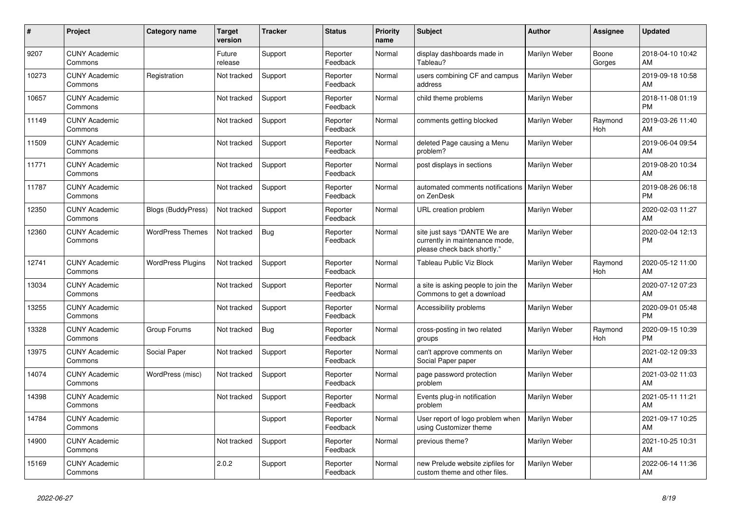| # | Project | Category name | Target version | Tracker | Status | Priority name | Subject | Author | Assignee | Updated |
|---|---|---|---|---|---|---|---|---|---|---|
| 9207 | CUNY Academic Commons | | Future release | Support | Reporter Feedback | Normal | display dashboards made in Tableau? | Marilyn Weber | Boone Gorges | 2018-04-10 10:42 AM |
| 10273 | CUNY Academic Commons | Registration | Not tracked | Support | Reporter Feedback | Normal | users combining CF and campus address | Marilyn Weber | | 2019-09-18 10:58 AM |
| 10657 | CUNY Academic Commons | | Not tracked | Support | Reporter Feedback | Normal | child theme problems | Marilyn Weber | | 2018-11-08 01:19 PM |
| 11149 | CUNY Academic Commons | | Not tracked | Support | Reporter Feedback | Normal | comments getting blocked | Marilyn Weber | Raymond Hoh | 2019-03-26 11:40 AM |
| 11509 | CUNY Academic Commons | | Not tracked | Support | Reporter Feedback | Normal | deleted Page causing a Menu problem? | Marilyn Weber | | 2019-06-04 09:54 AM |
| 11771 | CUNY Academic Commons | | Not tracked | Support | Reporter Feedback | Normal | post displays in sections | Marilyn Weber | | 2019-08-20 10:34 AM |
| 11787 | CUNY Academic Commons | | Not tracked | Support | Reporter Feedback | Normal | automated comments notifications on ZenDesk | Marilyn Weber | | 2019-08-26 06:18 PM |
| 12350 | CUNY Academic Commons | Blogs (BuddyPress) | Not tracked | Support | Reporter Feedback | Normal | URL creation problem | Marilyn Weber | | 2020-02-03 11:27 AM |
| 12360 | CUNY Academic Commons | WordPress Themes | Not tracked | Bug | Reporter Feedback | Normal | site just says "DANTE We are currently in maintenance mode, please check back shortly." | Marilyn Weber | | 2020-02-04 12:13 PM |
| 12741 | CUNY Academic Commons | WordPress Plugins | Not tracked | Support | Reporter Feedback | Normal | Tableau Public Viz Block | Marilyn Weber | Raymond Hoh | 2020-05-12 11:00 AM |
| 13034 | CUNY Academic Commons | | Not tracked | Support | Reporter Feedback | Normal | a site is asking people to join the Commons to get a download | Marilyn Weber | | 2020-07-12 07:23 AM |
| 13255 | CUNY Academic Commons | | Not tracked | Support | Reporter Feedback | Normal | Accessibility problems | Marilyn Weber | | 2020-09-01 05:48 PM |
| 13328 | CUNY Academic Commons | Group Forums | Not tracked | Bug | Reporter Feedback | Normal | cross-posting in two related groups | Marilyn Weber | Raymond Hoh | 2020-09-15 10:39 PM |
| 13975 | CUNY Academic Commons | Social Paper | Not tracked | Support | Reporter Feedback | Normal | can't approve comments on Social Paper paper | Marilyn Weber | | 2021-02-12 09:33 AM |
| 14074 | CUNY Academic Commons | WordPress (misc) | Not tracked | Support | Reporter Feedback | Normal | page password protection problem | Marilyn Weber | | 2021-03-02 11:03 AM |
| 14398 | CUNY Academic Commons | | Not tracked | Support | Reporter Feedback | Normal | Events plug-in notification problem | Marilyn Weber | | 2021-05-11 11:21 AM |
| 14784 | CUNY Academic Commons | | | Support | Reporter Feedback | Normal | User report of logo problem when using Customizer theme | Marilyn Weber | | 2021-09-17 10:25 AM |
| 14900 | CUNY Academic Commons | | Not tracked | Support | Reporter Feedback | Normal | previous theme? | Marilyn Weber | | 2021-10-25 10:31 AM |
| 15169 | CUNY Academic Commons | | 2.0.2 | Support | Reporter Feedback | Normal | new Prelude website zipfiles for custom theme and other files. | Marilyn Weber | | 2022-06-14 11:36 AM |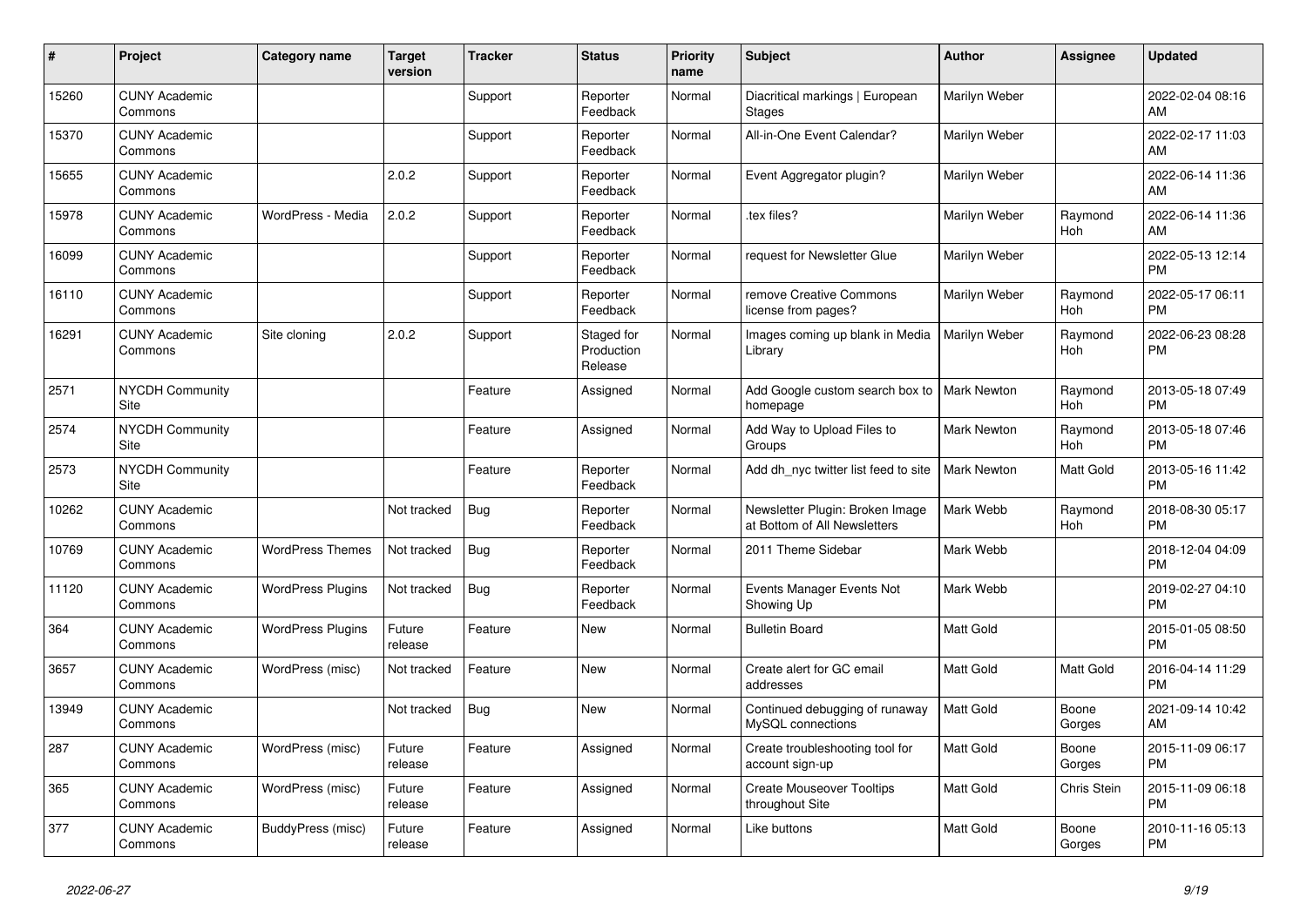| # | Project | Category name | Target version | Tracker | Status | Priority name | Subject | Author | Assignee | Updated |
|---|---|---|---|---|---|---|---|---|---|---|
| 15260 | CUNY Academic Commons | | | Support | Reporter Feedback | Normal | Diacritical markings \| European Stages | Marilyn Weber | | 2022-02-04 08:16 AM |
| 15370 | CUNY Academic Commons | | | Support | Reporter Feedback | Normal | All-in-One Event Calendar? | Marilyn Weber | | 2022-02-17 11:03 AM |
| 15655 | CUNY Academic Commons | | 2.0.2 | Support | Reporter Feedback | Normal | Event Aggregator plugin? | Marilyn Weber | | 2022-06-14 11:36 AM |
| 15978 | CUNY Academic Commons | WordPress - Media | 2.0.2 | Support | Reporter Feedback | Normal | .tex files? | Marilyn Weber | Raymond Hoh | 2022-06-14 11:36 AM |
| 16099 | CUNY Academic Commons | | | Support | Reporter Feedback | Normal | request for Newsletter Glue | Marilyn Weber | | 2022-05-13 12:14 PM |
| 16110 | CUNY Academic Commons | | | Support | Reporter Feedback | Normal | remove Creative Commons license from pages? | Marilyn Weber | Raymond Hoh | 2022-05-17 06:11 PM |
| 16291 | CUNY Academic Commons | Site cloning | 2.0.2 | Support | Staged for Production Release | Normal | Images coming up blank in Media Library | Marilyn Weber | Raymond Hoh | 2022-06-23 08:28 PM |
| 2571 | NYCDH Community Site | | | Feature | Assigned | Normal | Add Google custom search box to homepage | Mark Newton | Raymond Hoh | 2013-05-18 07:49 PM |
| 2574 | NYCDH Community Site | | | Feature | Assigned | Normal | Add Way to Upload Files to Groups | Mark Newton | Raymond Hoh | 2013-05-18 07:46 PM |
| 2573 | NYCDH Community Site | | | Feature | Reporter Feedback | Normal | Add dh_nyc twitter list feed to site | Mark Newton | Matt Gold | 2013-05-16 11:42 PM |
| 10262 | CUNY Academic Commons | | Not tracked | Bug | Reporter Feedback | Normal | Newsletter Plugin: Broken Image at Bottom of All Newsletters | Mark Webb | Raymond Hoh | 2018-08-30 05:17 PM |
| 10769 | CUNY Academic Commons | WordPress Themes | Not tracked | Bug | Reporter Feedback | Normal | 2011 Theme Sidebar | Mark Webb | | 2018-12-04 04:09 PM |
| 11120 | CUNY Academic Commons | WordPress Plugins | Not tracked | Bug | Reporter Feedback | Normal | Events Manager Events Not Showing Up | Mark Webb | | 2019-02-27 04:10 PM |
| 364 | CUNY Academic Commons | WordPress Plugins | Future release | Feature | New | Normal | Bulletin Board | Matt Gold | | 2015-01-05 08:50 PM |
| 3657 | CUNY Academic Commons | WordPress (misc) | Not tracked | Feature | New | Normal | Create alert for GC email addresses | Matt Gold | Matt Gold | 2016-04-14 11:29 PM |
| 13949 | CUNY Academic Commons | | Not tracked | Bug | New | Normal | Continued debugging of runaway MySQL connections | Matt Gold | Boone Gorges | 2021-09-14 10:42 AM |
| 287 | CUNY Academic Commons | WordPress (misc) | Future release | Feature | Assigned | Normal | Create troubleshooting tool for account sign-up | Matt Gold | Boone Gorges | 2015-11-09 06:17 PM |
| 365 | CUNY Academic Commons | WordPress (misc) | Future release | Feature | Assigned | Normal | Create Mouseover Tooltips throughout Site | Matt Gold | Chris Stein | 2015-11-09 06:18 PM |
| 377 | CUNY Academic Commons | BuddyPress (misc) | Future release | Feature | Assigned | Normal | Like buttons | Matt Gold | Boone Gorges | 2010-11-16 05:13 PM |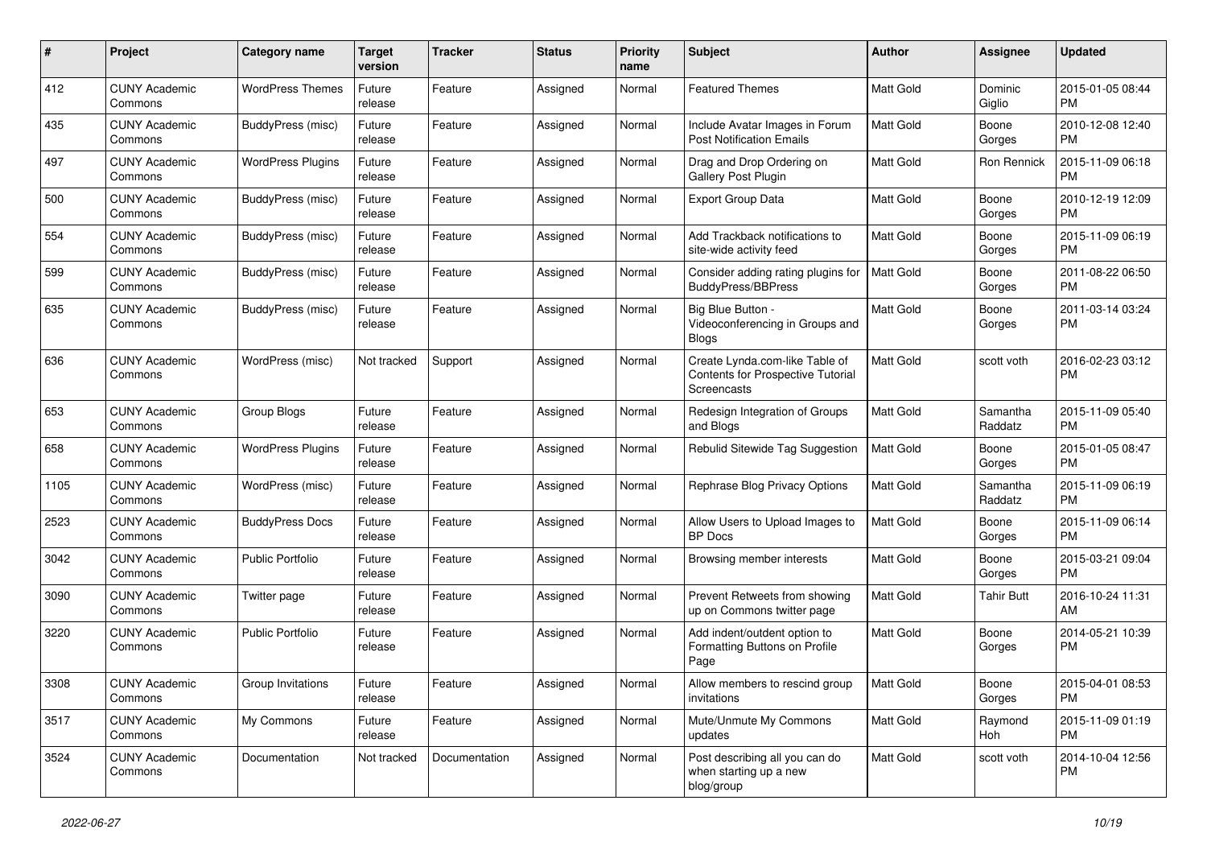| # | Project | Category name | Target version | Tracker | Status | Priority name | Subject | Author | Assignee | Updated |
|---|---|---|---|---|---|---|---|---|---|---|
| 412 | CUNY Academic Commons | WordPress Themes | Future release | Feature | Assigned | Normal | Featured Themes | Matt Gold | Dominic Giglio | 2015-01-05 08:44 PM |
| 435 | CUNY Academic Commons | BuddyPress (misc) | Future release | Feature | Assigned | Normal | Include Avatar Images in Forum Post Notification Emails | Matt Gold | Boone Gorges | 2010-12-08 12:40 PM |
| 497 | CUNY Academic Commons | WordPress Plugins | Future release | Feature | Assigned | Normal | Drag and Drop Ordering on Gallery Post Plugin | Matt Gold | Ron Rennick | 2015-11-09 06:18 PM |
| 500 | CUNY Academic Commons | BuddyPress (misc) | Future release | Feature | Assigned | Normal | Export Group Data | Matt Gold | Boone Gorges | 2010-12-19 12:09 PM |
| 554 | CUNY Academic Commons | BuddyPress (misc) | Future release | Feature | Assigned | Normal | Add Trackback notifications to site-wide activity feed | Matt Gold | Boone Gorges | 2015-11-09 06:19 PM |
| 599 | CUNY Academic Commons | BuddyPress (misc) | Future release | Feature | Assigned | Normal | Consider adding rating plugins for BuddyPress/BBPress | Matt Gold | Boone Gorges | 2011-08-22 06:50 PM |
| 635 | CUNY Academic Commons | BuddyPress (misc) | Future release | Feature | Assigned | Normal | Big Blue Button - Videoconferencing in Groups and Blogs | Matt Gold | Boone Gorges | 2011-03-14 03:24 PM |
| 636 | CUNY Academic Commons | WordPress (misc) | Not tracked | Support | Assigned | Normal | Create Lynda.com-like Table of Contents for Prospective Tutorial Screencasts | Matt Gold | scott voth | 2016-02-23 03:12 PM |
| 653 | CUNY Academic Commons | Group Blogs | Future release | Feature | Assigned | Normal | Redesign Integration of Groups and Blogs | Matt Gold | Samantha Raddatz | 2015-11-09 05:40 PM |
| 658 | CUNY Academic Commons | WordPress Plugins | Future release | Feature | Assigned | Normal | Rebulid Sitewide Tag Suggestion | Matt Gold | Boone Gorges | 2015-01-05 08:47 PM |
| 1105 | CUNY Academic Commons | WordPress (misc) | Future release | Feature | Assigned | Normal | Rephrase Blog Privacy Options | Matt Gold | Samantha Raddatz | 2015-11-09 06:19 PM |
| 2523 | CUNY Academic Commons | BuddyPress Docs | Future release | Feature | Assigned | Normal | Allow Users to Upload Images to BP Docs | Matt Gold | Boone Gorges | 2015-11-09 06:14 PM |
| 3042 | CUNY Academic Commons | Public Portfolio | Future release | Feature | Assigned | Normal | Browsing member interests | Matt Gold | Boone Gorges | 2015-03-21 09:04 PM |
| 3090 | CUNY Academic Commons | Twitter page | Future release | Feature | Assigned | Normal | Prevent Retweets from showing up on Commons twitter page | Matt Gold | Tahir Butt | 2016-10-24 11:31 AM |
| 3220 | CUNY Academic Commons | Public Portfolio | Future release | Feature | Assigned | Normal | Add indent/outdent option to Formatting Buttons on Profile Page | Matt Gold | Boone Gorges | 2014-05-21 10:39 PM |
| 3308 | CUNY Academic Commons | Group Invitations | Future release | Feature | Assigned | Normal | Allow members to rescind group invitations | Matt Gold | Boone Gorges | 2015-04-01 08:53 PM |
| 3517 | CUNY Academic Commons | My Commons | Future release | Feature | Assigned | Normal | Mute/Unmute My Commons updates | Matt Gold | Raymond Hoh | 2015-11-09 01:19 PM |
| 3524 | CUNY Academic Commons | Documentation | Not tracked | Documentation | Assigned | Normal | Post describing all you can do when starting up a new blog/group | Matt Gold | scott voth | 2014-10-04 12:56 PM |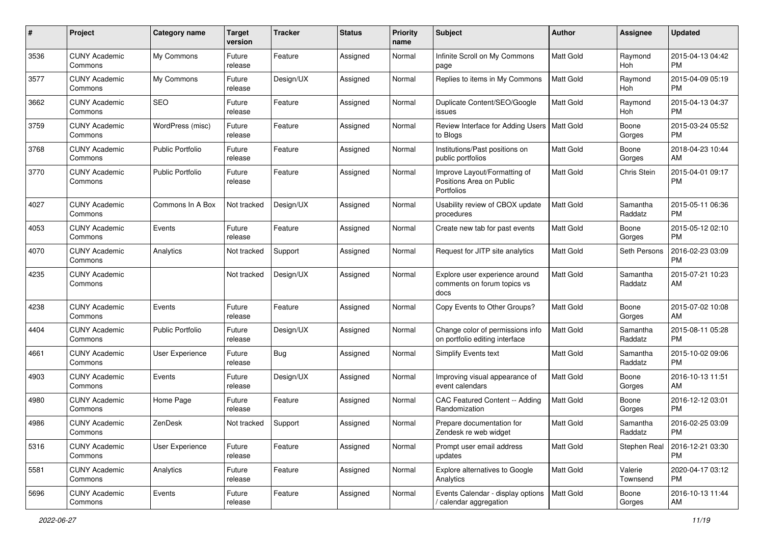| # | Project | Category name | Target version | Tracker | Status | Priority name | Subject | Author | Assignee | Updated |
|---|---|---|---|---|---|---|---|---|---|---|
| 3536 | CUNY Academic Commons | My Commons | Future release | Feature | Assigned | Normal | Infinite Scroll on My Commons page | Matt Gold | Raymond Hoh | 2015-04-13 04:42 PM |
| 3577 | CUNY Academic Commons | My Commons | Future release | Design/UX | Assigned | Normal | Replies to items in My Commons | Matt Gold | Raymond Hoh | 2015-04-09 05:19 PM |
| 3662 | CUNY Academic Commons | SEO | Future release | Feature | Assigned | Normal | Duplicate Content/SEO/Google issues | Matt Gold | Raymond Hoh | 2015-04-13 04:37 PM |
| 3759 | CUNY Academic Commons | WordPress (misc) | Future release | Feature | Assigned | Normal | Review Interface for Adding Users to Blogs | Matt Gold | Boone Gorges | 2015-03-24 05:52 PM |
| 3768 | CUNY Academic Commons | Public Portfolio | Future release | Feature | Assigned | Normal | Institutions/Past positions on public portfolios | Matt Gold | Boone Gorges | 2018-04-23 10:44 AM |
| 3770 | CUNY Academic Commons | Public Portfolio | Future release | Feature | Assigned | Normal | Improve Layout/Formatting of Positions Area on Public Portfolios | Matt Gold | Chris Stein | 2015-04-01 09:17 PM |
| 4027 | CUNY Academic Commons | Commons In A Box | Not tracked | Design/UX | Assigned | Normal | Usability review of CBOX update procedures | Matt Gold | Samantha Raddatz | 2015-05-11 06:36 PM |
| 4053 | CUNY Academic Commons | Events | Future release | Feature | Assigned | Normal | Create new tab for past events | Matt Gold | Boone Gorges | 2015-05-12 02:10 PM |
| 4070 | CUNY Academic Commons | Analytics | Not tracked | Support | Assigned | Normal | Request for JITP site analytics | Matt Gold | Seth Persons | 2016-02-23 03:09 PM |
| 4235 | CUNY Academic Commons | | Not tracked | Design/UX | Assigned | Normal | Explore user experience around comments on forum topics vs docs | Matt Gold | Samantha Raddatz | 2015-07-21 10:23 AM |
| 4238 | CUNY Academic Commons | Events | Future release | Feature | Assigned | Normal | Copy Events to Other Groups? | Matt Gold | Boone Gorges | 2015-07-02 10:08 AM |
| 4404 | CUNY Academic Commons | Public Portfolio | Future release | Design/UX | Assigned | Normal | Change color of permissions info on portfolio editing interface | Matt Gold | Samantha Raddatz | 2015-08-11 05:28 PM |
| 4661 | CUNY Academic Commons | User Experience | Future release | Bug | Assigned | Normal | Simplify Events text | Matt Gold | Samantha Raddatz | 2015-10-02 09:06 PM |
| 4903 | CUNY Academic Commons | Events | Future release | Design/UX | Assigned | Normal | Improving visual appearance of event calendars | Matt Gold | Boone Gorges | 2016-10-13 11:51 AM |
| 4980 | CUNY Academic Commons | Home Page | Future release | Feature | Assigned | Normal | CAC Featured Content -- Adding Randomization | Matt Gold | Boone Gorges | 2016-12-12 03:01 PM |
| 4986 | CUNY Academic Commons | ZenDesk | Not tracked | Support | Assigned | Normal | Prepare documentation for Zendesk re web widget | Matt Gold | Samantha Raddatz | 2016-02-25 03:09 PM |
| 5316 | CUNY Academic Commons | User Experience | Future release | Feature | Assigned | Normal | Prompt user email address updates | Matt Gold | Stephen Real | 2016-12-21 03:30 PM |
| 5581 | CUNY Academic Commons | Analytics | Future release | Feature | Assigned | Normal | Explore alternatives to Google Analytics | Matt Gold | Valerie Townsend | 2020-04-17 03:12 PM |
| 5696 | CUNY Academic Commons | Events | Future release | Feature | Assigned | Normal | Events Calendar - display options / calendar aggregation | Matt Gold | Boone Gorges | 2016-10-13 11:44 AM |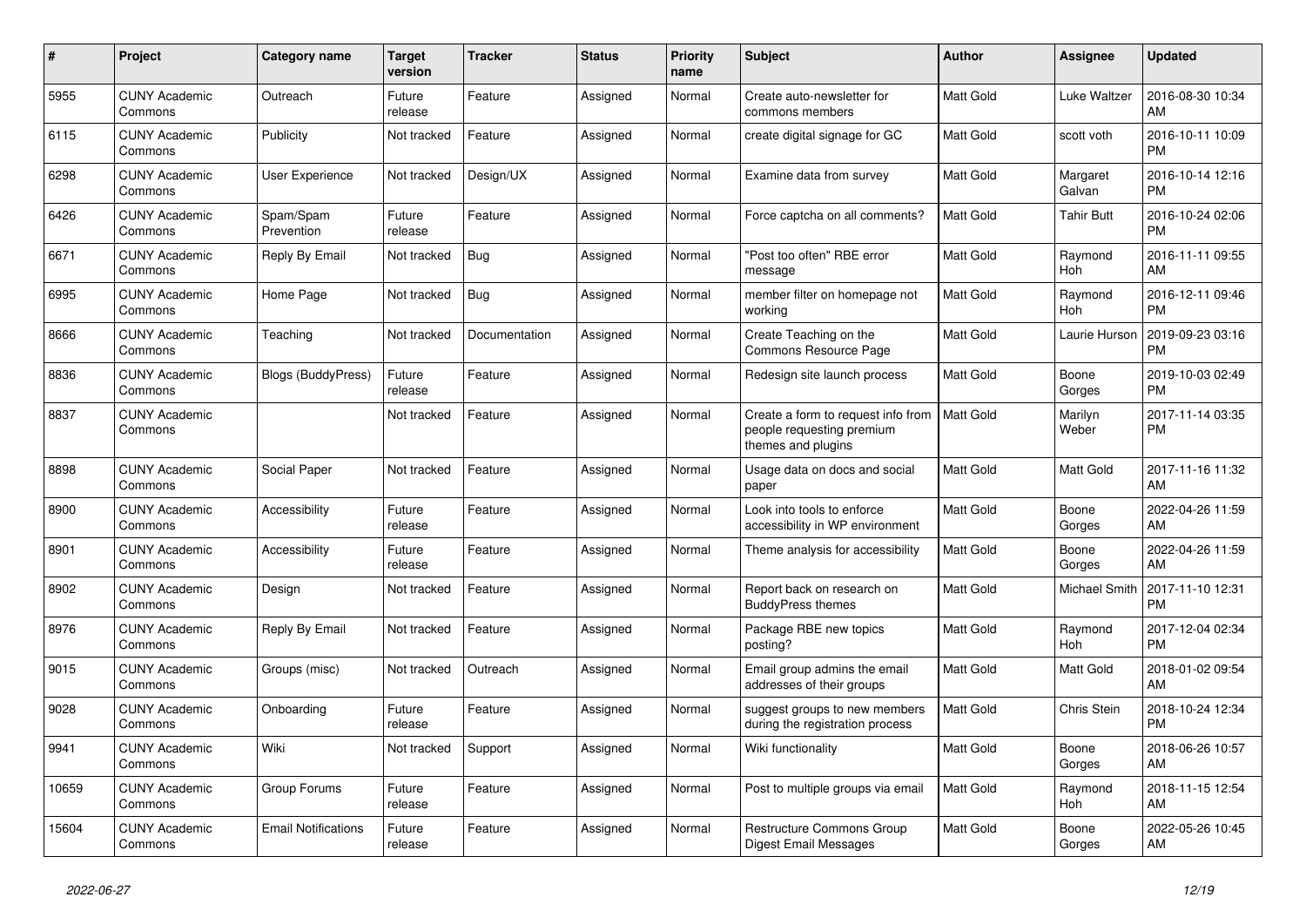| # | Project | Category name | Target version | Tracker | Status | Priority name | Subject | Author | Assignee | Updated |
|---|---|---|---|---|---|---|---|---|---|---|
| 5955 | CUNY Academic Commons | Outreach | Future release | Feature | Assigned | Normal | Create auto-newsletter for commons members | Matt Gold | Luke Waltzer | 2016-08-30 10:34 AM |
| 6115 | CUNY Academic Commons | Publicity | Not tracked | Feature | Assigned | Normal | create digital signage for GC | Matt Gold | scott voth | 2016-10-11 10:09 PM |
| 6298 | CUNY Academic Commons | User Experience | Not tracked | Design/UX | Assigned | Normal | Examine data from survey | Matt Gold | Margaret Galvan | 2016-10-14 12:16 PM |
| 6426 | CUNY Academic Commons | Spam/Spam Prevention | Future release | Feature | Assigned | Normal | Force captcha on all comments? | Matt Gold | Tahir Butt | 2016-10-24 02:06 PM |
| 6671 | CUNY Academic Commons | Reply By Email | Not tracked | Bug | Assigned | Normal | "Post too often" RBE error message | Matt Gold | Raymond Hoh | 2016-11-11 09:55 AM |
| 6995 | CUNY Academic Commons | Home Page | Not tracked | Bug | Assigned | Normal | member filter on homepage not working | Matt Gold | Raymond Hoh | 2016-12-11 09:46 PM |
| 8666 | CUNY Academic Commons | Teaching | Not tracked | Documentation | Assigned | Normal | Create Teaching on the Commons Resource Page | Matt Gold | Laurie Hurson | 2019-09-23 03:16 PM |
| 8836 | CUNY Academic Commons | Blogs (BuddyPress) | Future release | Feature | Assigned | Normal | Redesign site launch process | Matt Gold | Boone Gorges | 2019-10-03 02:49 PM |
| 8837 | CUNY Academic Commons | | Not tracked | Feature | Assigned | Normal | Create a form to request info from people requesting premium themes and plugins | Matt Gold | Marilyn Weber | 2017-11-14 03:35 PM |
| 8898 | CUNY Academic Commons | Social Paper | Not tracked | Feature | Assigned | Normal | Usage data on docs and social paper | Matt Gold | Matt Gold | 2017-11-16 11:32 AM |
| 8900 | CUNY Academic Commons | Accessibility | Future release | Feature | Assigned | Normal | Look into tools to enforce accessibility in WP environment | Matt Gold | Boone Gorges | 2022-04-26 11:59 AM |
| 8901 | CUNY Academic Commons | Accessibility | Future release | Feature | Assigned | Normal | Theme analysis for accessibility | Matt Gold | Boone Gorges | 2022-04-26 11:59 AM |
| 8902 | CUNY Academic Commons | Design | Not tracked | Feature | Assigned | Normal | Report back on research on BuddyPress themes | Matt Gold | Michael Smith | 2017-11-10 12:31 PM |
| 8976 | CUNY Academic Commons | Reply By Email | Not tracked | Feature | Assigned | Normal | Package RBE new topics posting? | Matt Gold | Raymond Hoh | 2017-12-04 02:34 PM |
| 9015 | CUNY Academic Commons | Groups (misc) | Not tracked | Outreach | Assigned | Normal | Email group admins the email addresses of their groups | Matt Gold | Matt Gold | 2018-01-02 09:54 AM |
| 9028 | CUNY Academic Commons | Onboarding | Future release | Feature | Assigned | Normal | suggest groups to new members during the registration process | Matt Gold | Chris Stein | 2018-10-24 12:34 PM |
| 9941 | CUNY Academic Commons | Wiki | Not tracked | Support | Assigned | Normal | Wiki functionality | Matt Gold | Boone Gorges | 2018-06-26 10:57 AM |
| 10659 | CUNY Academic Commons | Group Forums | Future release | Feature | Assigned | Normal | Post to multiple groups via email | Matt Gold | Raymond Hoh | 2018-11-15 12:54 AM |
| 15604 | CUNY Academic Commons | Email Notifications | Future release | Feature | Assigned | Normal | Restructure Commons Group Digest Email Messages | Matt Gold | Boone Gorges | 2022-05-26 10:45 AM |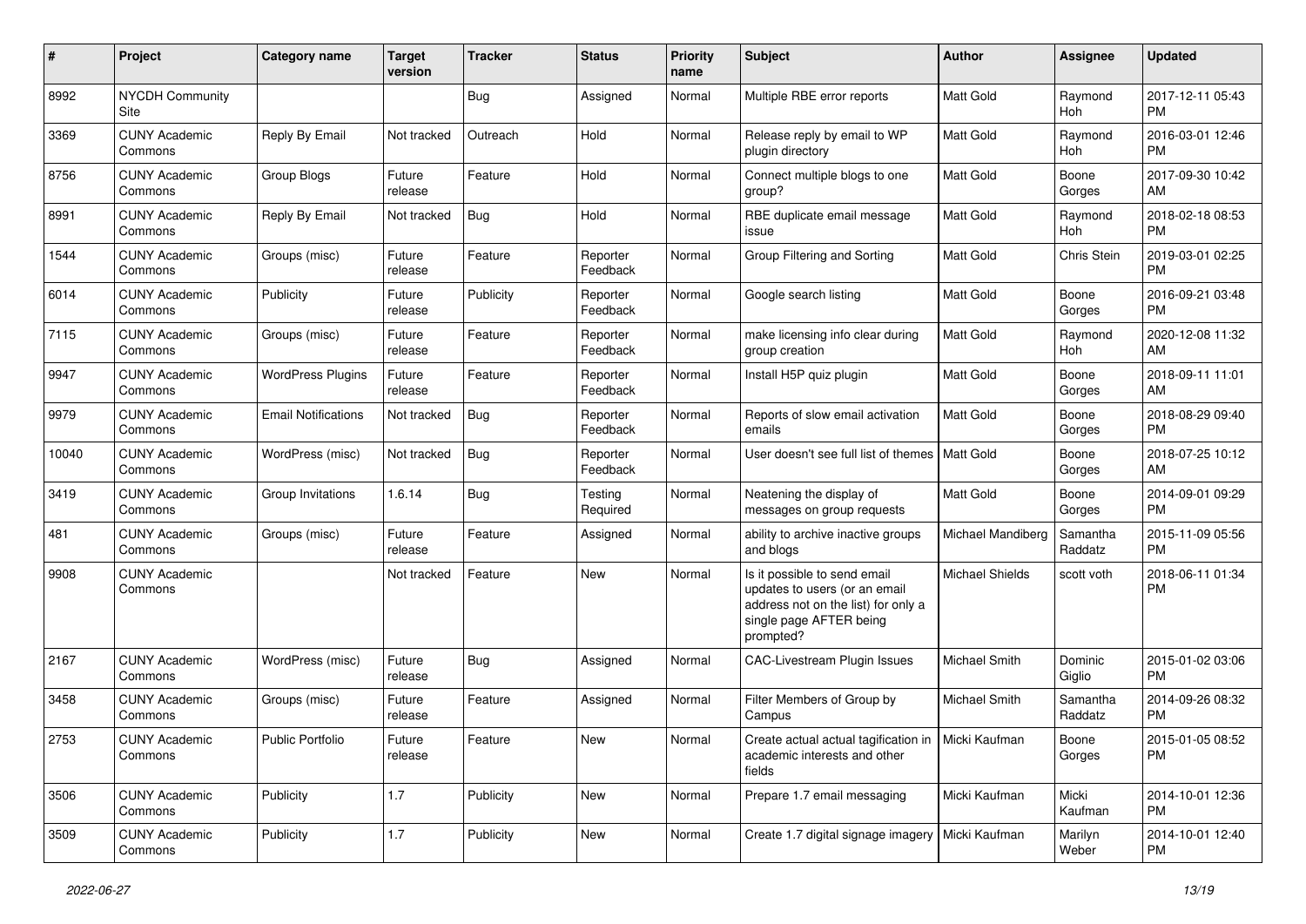| # | Project | Category name | Target version | Tracker | Status | Priority name | Subject | Author | Assignee | Updated |
|---|---|---|---|---|---|---|---|---|---|---|
| 8992 | NYCDH Community Site | | | Bug | Assigned | Normal | Multiple RBE error reports | Matt Gold | Raymond Hoh | 2017-12-11 05:43 PM |
| 3369 | CUNY Academic Commons | Reply By Email | Not tracked | Outreach | Hold | Normal | Release reply by email to WP plugin directory | Matt Gold | Raymond Hoh | 2016-03-01 12:46 PM |
| 8756 | CUNY Academic Commons | Group Blogs | Future release | Feature | Hold | Normal | Connect multiple blogs to one group? | Matt Gold | Boone Gorges | 2017-09-30 10:42 AM |
| 8991 | CUNY Academic Commons | Reply By Email | Not tracked | Bug | Hold | Normal | RBE duplicate email message issue | Matt Gold | Raymond Hoh | 2018-02-18 08:53 PM |
| 1544 | CUNY Academic Commons | Groups (misc) | Future release | Feature | Reporter Feedback | Normal | Group Filtering and Sorting | Matt Gold | Chris Stein | 2019-03-01 02:25 PM |
| 6014 | CUNY Academic Commons | Publicity | Future release | Publicity | Reporter Feedback | Normal | Google search listing | Matt Gold | Boone Gorges | 2016-09-21 03:48 PM |
| 7115 | CUNY Academic Commons | Groups (misc) | Future release | Feature | Reporter Feedback | Normal | make licensing info clear during group creation | Matt Gold | Raymond Hoh | 2020-12-08 11:32 AM |
| 9947 | CUNY Academic Commons | WordPress Plugins | Future release | Feature | Reporter Feedback | Normal | Install H5P quiz plugin | Matt Gold | Boone Gorges | 2018-09-11 11:01 AM |
| 9979 | CUNY Academic Commons | Email Notifications | Not tracked | Bug | Reporter Feedback | Normal | Reports of slow email activation emails | Matt Gold | Boone Gorges | 2018-08-29 09:40 PM |
| 10040 | CUNY Academic Commons | WordPress (misc) | Not tracked | Bug | Reporter Feedback | Normal | User doesn't see full list of themes | Matt Gold | Boone Gorges | 2018-07-25 10:12 AM |
| 3419 | CUNY Academic Commons | Group Invitations | 1.6.14 | Bug | Testing Required | Normal | Neatening the display of messages on group requests | Matt Gold | Boone Gorges | 2014-09-01 09:29 PM |
| 481 | CUNY Academic Commons | Groups (misc) | Future release | Feature | Assigned | Normal | ability to archive inactive groups and blogs | Michael Mandiberg | Samantha Raddatz | 2015-11-09 05:56 PM |
| 9908 | CUNY Academic Commons | | Not tracked | Feature | New | Normal | Is it possible to send email updates to users (or an email address not on the list) for only a single page AFTER being prompted? | Michael Shields | scott voth | 2018-06-11 01:34 PM |
| 2167 | CUNY Academic Commons | WordPress (misc) | Future release | Bug | Assigned | Normal | CAC-Livestream Plugin Issues | Michael Smith | Dominic Giglio | 2015-01-02 03:06 PM |
| 3458 | CUNY Academic Commons | Groups (misc) | Future release | Feature | Assigned | Normal | Filter Members of Group by Campus | Michael Smith | Samantha Raddatz | 2014-09-26 08:32 PM |
| 2753 | CUNY Academic Commons | Public Portfolio | Future release | Feature | New | Normal | Create actual actual tagification in academic interests and other fields | Micki Kaufman | Boone Gorges | 2015-01-05 08:52 PM |
| 3506 | CUNY Academic Commons | Publicity | 1.7 | Publicity | New | Normal | Prepare 1.7 email messaging | Micki Kaufman | Micki Kaufman | 2014-10-01 12:36 PM |
| 3509 | CUNY Academic Commons | Publicity | 1.7 | Publicity | New | Normal | Create 1.7 digital signage imagery | Micki Kaufman | Marilyn Weber | 2014-10-01 12:40 PM |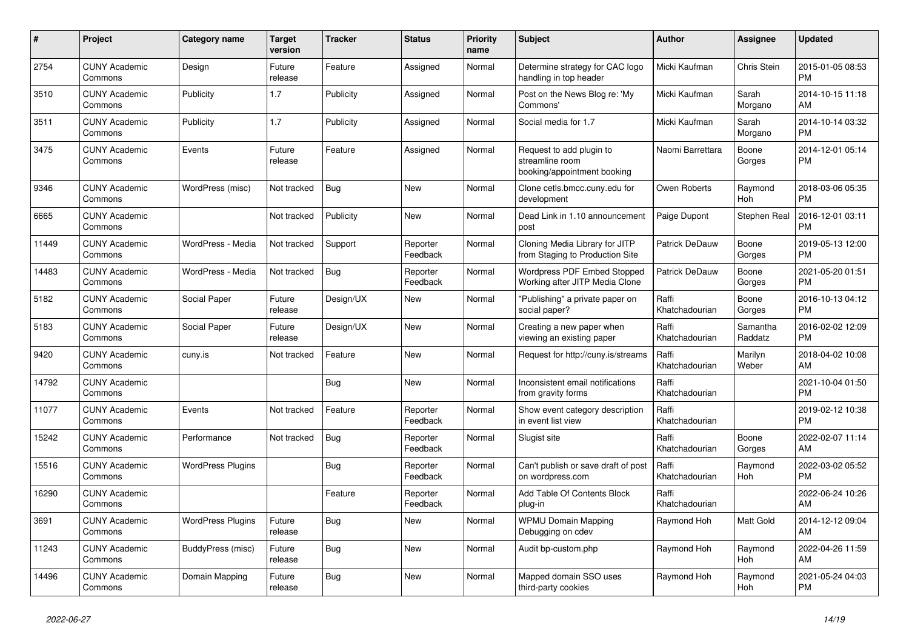| # | Project | Category name | Target version | Tracker | Status | Priority name | Subject | Author | Assignee | Updated |
|---|---|---|---|---|---|---|---|---|---|---|
| 2754 | CUNY Academic Commons | Design | Future release | Feature | Assigned | Normal | Determine strategy for CAC logo handling in top header | Micki Kaufman | Chris Stein | 2015-01-05 08:53 PM |
| 3510 | CUNY Academic Commons | Publicity | 1.7 | Publicity | Assigned | Normal | Post on the News Blog re: 'My Commons' | Micki Kaufman | Sarah Morgano | 2014-10-15 11:18 AM |
| 3511 | CUNY Academic Commons | Publicity | 1.7 | Publicity | Assigned | Normal | Social media for 1.7 | Micki Kaufman | Sarah Morgano | 2014-10-14 03:32 PM |
| 3475 | CUNY Academic Commons | Events | Future release | Feature | Assigned | Normal | Request to add plugin to streamline room booking/appointment booking | Naomi Barrettara | Boone Gorges | 2014-12-01 05:14 PM |
| 9346 | CUNY Academic Commons | WordPress (misc) | Not tracked | Bug | New | Normal | Clone cetls.bmcc.cuny.edu for development | Owen Roberts | Raymond Hoh | 2018-03-06 05:35 PM |
| 6665 | CUNY Academic Commons | | Not tracked | Publicity | New | Normal | Dead Link in 1.10 announcement post | Paige Dupont | Stephen Real | 2016-12-01 03:11 PM |
| 11449 | CUNY Academic Commons | WordPress - Media | Not tracked | Support | Reporter Feedback | Normal | Cloning Media Library for JITP from Staging to Production Site | Patrick DeDauw | Boone Gorges | 2019-05-13 12:00 PM |
| 14483 | CUNY Academic Commons | WordPress - Media | Not tracked | Bug | Reporter Feedback | Normal | Wordpress PDF Embed Stopped Working after JITP Media Clone | Patrick DeDauw | Boone Gorges | 2021-05-20 01:51 PM |
| 5182 | CUNY Academic Commons | Social Paper | Future release | Design/UX | New | Normal | "Publishing" a private paper on social paper? | Raffi Khatchadourian | Boone Gorges | 2016-10-13 04:12 PM |
| 5183 | CUNY Academic Commons | Social Paper | Future release | Design/UX | New | Normal | Creating a new paper when viewing an existing paper | Raffi Khatchadourian | Samantha Raddatz | 2016-02-02 12:09 PM |
| 9420 | CUNY Academic Commons | cuny.is | Not tracked | Feature | New | Normal | Request for http://cuny.is/streams | Raffi Khatchadourian | Marilyn Weber | 2018-04-02 10:08 AM |
| 14792 | CUNY Academic Commons | | | Bug | New | Normal | Inconsistent email notifications from gravity forms | Raffi Khatchadourian | | 2021-10-04 01:50 PM |
| 11077 | CUNY Academic Commons | Events | Not tracked | Feature | Reporter Feedback | Normal | Show event category description in event list view | Raffi Khatchadourian | | 2019-02-12 10:38 PM |
| 15242 | CUNY Academic Commons | Performance | Not tracked | Bug | Reporter Feedback | Normal | Slugist site | Raffi Khatchadourian | Boone Gorges | 2022-02-07 11:14 AM |
| 15516 | CUNY Academic Commons | WordPress Plugins | | Bug | Reporter Feedback | Normal | Can't publish or save draft of post on wordpress.com | Raffi Khatchadourian | Raymond Hoh | 2022-03-02 05:52 PM |
| 16290 | CUNY Academic Commons | | | Feature | Reporter Feedback | Normal | Add Table Of Contents Block plug-in | Raffi Khatchadourian | | 2022-06-24 10:26 AM |
| 3691 | CUNY Academic Commons | WordPress Plugins | Future release | Bug | New | Normal | WPMU Domain Mapping Debugging on cdev | Raymond Hoh | Matt Gold | 2014-12-12 09:04 AM |
| 11243 | CUNY Academic Commons | BuddyPress (misc) | Future release | Bug | New | Normal | Audit bp-custom.php | Raymond Hoh | Raymond Hoh | 2022-04-26 11:59 AM |
| 14496 | CUNY Academic Commons | Domain Mapping | Future release | Bug | New | Normal | Mapped domain SSO uses third-party cookies | Raymond Hoh | Raymond Hoh | 2021-05-24 04:03 PM |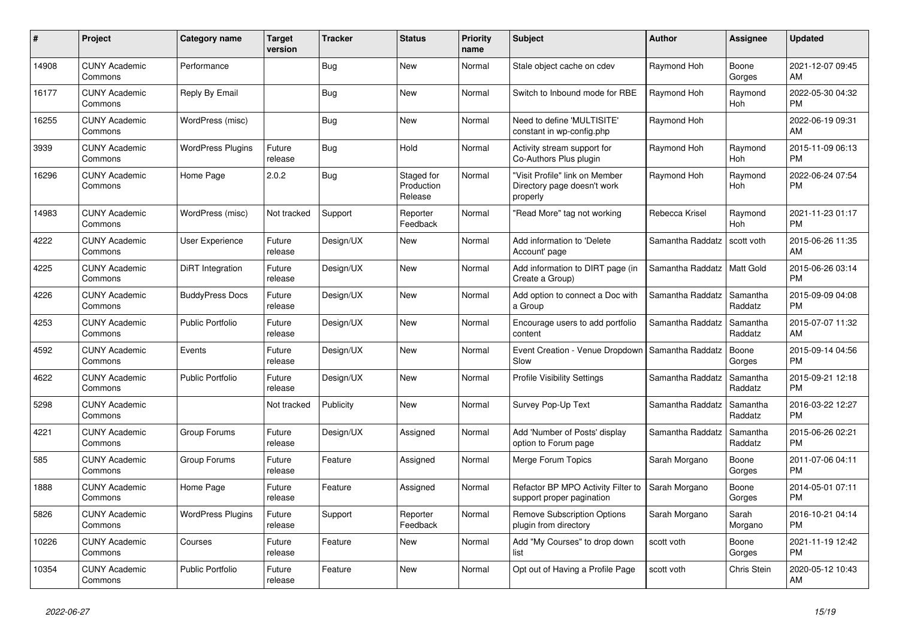| # | Project | Category name | Target version | Tracker | Status | Priority name | Subject | Author | Assignee | Updated |
|---|---|---|---|---|---|---|---|---|---|---|
| 14908 | CUNY Academic Commons | Performance | | Bug | New | Normal | Stale object cache on cdev | Raymond Hoh | Boone Gorges | 2021-12-07 09:45 AM |
| 16177 | CUNY Academic Commons | Reply By Email | | Bug | New | Normal | Switch to Inbound mode for RBE | Raymond Hoh | Raymond Hoh | 2022-05-30 04:32 PM |
| 16255 | CUNY Academic Commons | WordPress (misc) | | Bug | New | Normal | Need to define 'MULTISITE' constant in wp-config.php | Raymond Hoh | | 2022-06-19 09:31 AM |
| 3939 | CUNY Academic Commons | WordPress Plugins | Future release | Bug | Hold | Normal | Activity stream support for Co-Authors Plus plugin | Raymond Hoh | Raymond Hoh | 2015-11-09 06:13 PM |
| 16296 | CUNY Academic Commons | Home Page | 2.0.2 | Bug | Staged for Production Release | Normal | "Visit Profile" link on Member Directory page doesn't work properly | Raymond Hoh | Raymond Hoh | 2022-06-24 07:54 PM |
| 14983 | CUNY Academic Commons | WordPress (misc) | Not tracked | Support | Reporter Feedback | Normal | "Read More" tag not working | Rebecca Krisel | Raymond Hoh | 2021-11-23 01:17 PM |
| 4222 | CUNY Academic Commons | User Experience | Future release | Design/UX | New | Normal | Add information to 'Delete Account' page | Samantha Raddatz | scott voth | 2015-06-26 11:35 AM |
| 4225 | CUNY Academic Commons | DiRT Integration | Future release | Design/UX | New | Normal | Add information to DIRT page (in Create a Group) | Samantha Raddatz | Matt Gold | 2015-06-26 03:14 PM |
| 4226 | CUNY Academic Commons | BuddyPress Docs | Future release | Design/UX | New | Normal | Add option to connect a Doc with a Group | Samantha Raddatz | Samantha Raddatz | 2015-09-09 04:08 PM |
| 4253 | CUNY Academic Commons | Public Portfolio | Future release | Design/UX | New | Normal | Encourage users to add portfolio content | Samantha Raddatz | Samantha Raddatz | 2015-07-07 11:32 AM |
| 4592 | CUNY Academic Commons | Events | Future release | Design/UX | New | Normal | Event Creation - Venue Dropdown Slow | Samantha Raddatz | Boone Gorges | 2015-09-14 04:56 PM |
| 4622 | CUNY Academic Commons | Public Portfolio | Future release | Design/UX | New | Normal | Profile Visibility Settings | Samantha Raddatz | Samantha Raddatz | 2015-09-21 12:18 PM |
| 5298 | CUNY Academic Commons | | Not tracked | Publicity | New | Normal | Survey Pop-Up Text | Samantha Raddatz | Samantha Raddatz | 2016-03-22 12:27 PM |
| 4221 | CUNY Academic Commons | Group Forums | Future release | Design/UX | Assigned | Normal | Add 'Number of Posts' display option to Forum page | Samantha Raddatz | Samantha Raddatz | 2015-06-26 02:21 PM |
| 585 | CUNY Academic Commons | Group Forums | Future release | Feature | Assigned | Normal | Merge Forum Topics | Sarah Morgano | Boone Gorges | 2011-07-06 04:11 PM |
| 1888 | CUNY Academic Commons | Home Page | Future release | Feature | Assigned | Normal | Refactor BP MPO Activity Filter to support proper pagination | Sarah Morgano | Boone Gorges | 2014-05-01 07:11 PM |
| 5826 | CUNY Academic Commons | WordPress Plugins | Future release | Support | Reporter Feedback | Normal | Remove Subscription Options plugin from directory | Sarah Morgano | Sarah Morgano | 2016-10-21 04:14 PM |
| 10226 | CUNY Academic Commons | Courses | Future release | Feature | New | Normal | Add "My Courses" to drop down list | scott voth | Boone Gorges | 2021-11-19 12:42 PM |
| 10354 | CUNY Academic Commons | Public Portfolio | Future release | Feature | New | Normal | Opt out of Having a Profile Page | scott voth | Chris Stein | 2020-05-12 10:43 AM |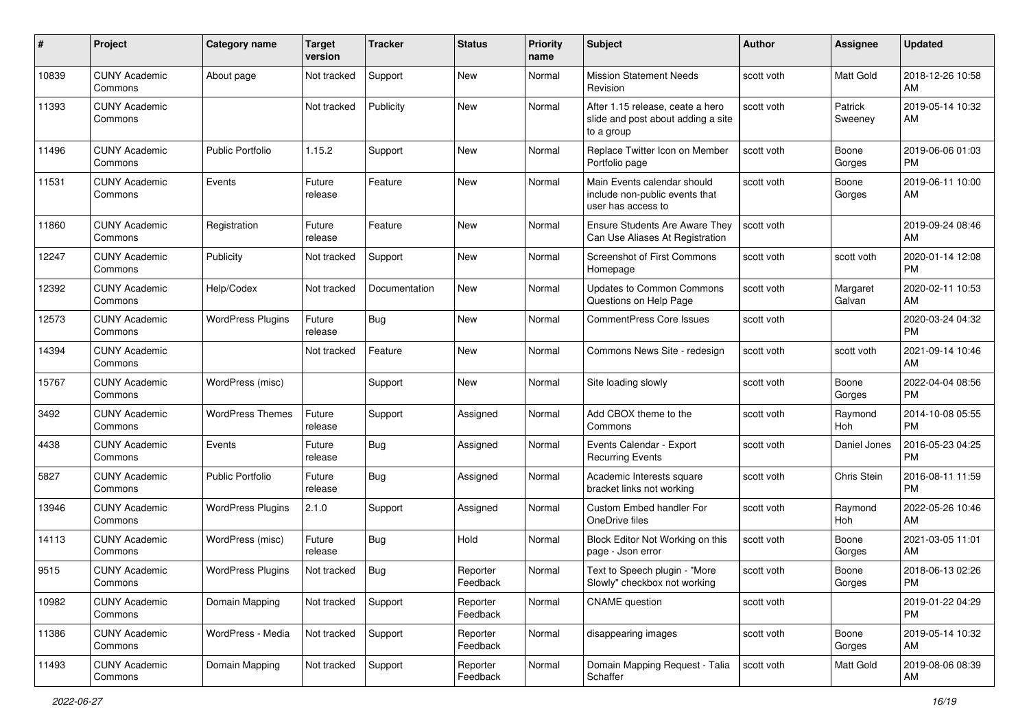| # | Project | Category name | Target version | Tracker | Status | Priority name | Subject | Author | Assignee | Updated |
|---|---|---|---|---|---|---|---|---|---|---|
| 10839 | CUNY Academic Commons | About page | Not tracked | Support | New | Normal | Mission Statement Needs Revision | scott voth | Matt Gold | 2018-12-26 10:58 AM |
| 11393 | CUNY Academic Commons | | Not tracked | Publicity | New | Normal | After 1.15 release, ceate a hero slide and post about adding a site to a group | scott voth | Patrick Sweeney | 2019-05-14 10:32 AM |
| 11496 | CUNY Academic Commons | Public Portfolio | 1.15.2 | Support | New | Normal | Replace Twitter Icon on Member Portfolio page | scott voth | Boone Gorges | 2019-06-06 01:03 PM |
| 11531 | CUNY Academic Commons | Events | Future release | Feature | New | Normal | Main Events calendar should include non-public events that user has access to | scott voth | Boone Gorges | 2019-06-11 10:00 AM |
| 11860 | CUNY Academic Commons | Registration | Future release | Feature | New | Normal | Ensure Students Are Aware They Can Use Aliases At Registration | scott voth | | 2019-09-24 08:46 AM |
| 12247 | CUNY Academic Commons | Publicity | Not tracked | Support | New | Normal | Screenshot of First Commons Homepage | scott voth | scott voth | 2020-01-14 12:08 PM |
| 12392 | CUNY Academic Commons | Help/Codex | Not tracked | Documentation | New | Normal | Updates to Common Commons Questions on Help Page | scott voth | Margaret Galvan | 2020-02-11 10:53 AM |
| 12573 | CUNY Academic Commons | WordPress Plugins | Future release | Bug | New | Normal | CommentPress Core Issues | scott voth | | 2020-03-24 04:32 PM |
| 14394 | CUNY Academic Commons | | Not tracked | Feature | New | Normal | Commons News Site - redesign | scott voth | scott voth | 2021-09-14 10:46 AM |
| 15767 | CUNY Academic Commons | WordPress (misc) | | Support | New | Normal | Site loading slowly | scott voth | Boone Gorges | 2022-04-04 08:56 PM |
| 3492 | CUNY Academic Commons | WordPress Themes | Future release | Support | Assigned | Normal | Add CBOX theme to the Commons | scott voth | Raymond Hoh | 2014-10-08 05:55 PM |
| 4438 | CUNY Academic Commons | Events | Future release | Bug | Assigned | Normal | Events Calendar - Export Recurring Events | scott voth | Daniel Jones | 2016-05-23 04:25 PM |
| 5827 | CUNY Academic Commons | Public Portfolio | Future release | Bug | Assigned | Normal | Academic Interests square bracket links not working | scott voth | Chris Stein | 2016-08-11 11:59 PM |
| 13946 | CUNY Academic Commons | WordPress Plugins | 2.1.0 | Support | Assigned | Normal | Custom Embed handler For OneDrive files | scott voth | Raymond Hoh | 2022-05-26 10:46 AM |
| 14113 | CUNY Academic Commons | WordPress (misc) | Future release | Bug | Hold | Normal | Block Editor Not Working on this page - Json error | scott voth | Boone Gorges | 2021-03-05 11:01 AM |
| 9515 | CUNY Academic Commons | WordPress Plugins | Not tracked | Bug | Reporter Feedback | Normal | Text to Speech plugin - "More Slowly" checkbox not working | scott voth | Boone Gorges | 2018-06-13 02:26 PM |
| 10982 | CUNY Academic Commons | Domain Mapping | Not tracked | Support | Reporter Feedback | Normal | CNAME question | scott voth | | 2019-01-22 04:29 PM |
| 11386 | CUNY Academic Commons | WordPress - Media | Not tracked | Support | Reporter Feedback | Normal | disappearing images | scott voth | Boone Gorges | 2019-05-14 10:32 AM |
| 11493 | CUNY Academic Commons | Domain Mapping | Not tracked | Support | Reporter Feedback | Normal | Domain Mapping Request - Talia Schaffer | scott voth | Matt Gold | 2019-08-06 08:39 AM |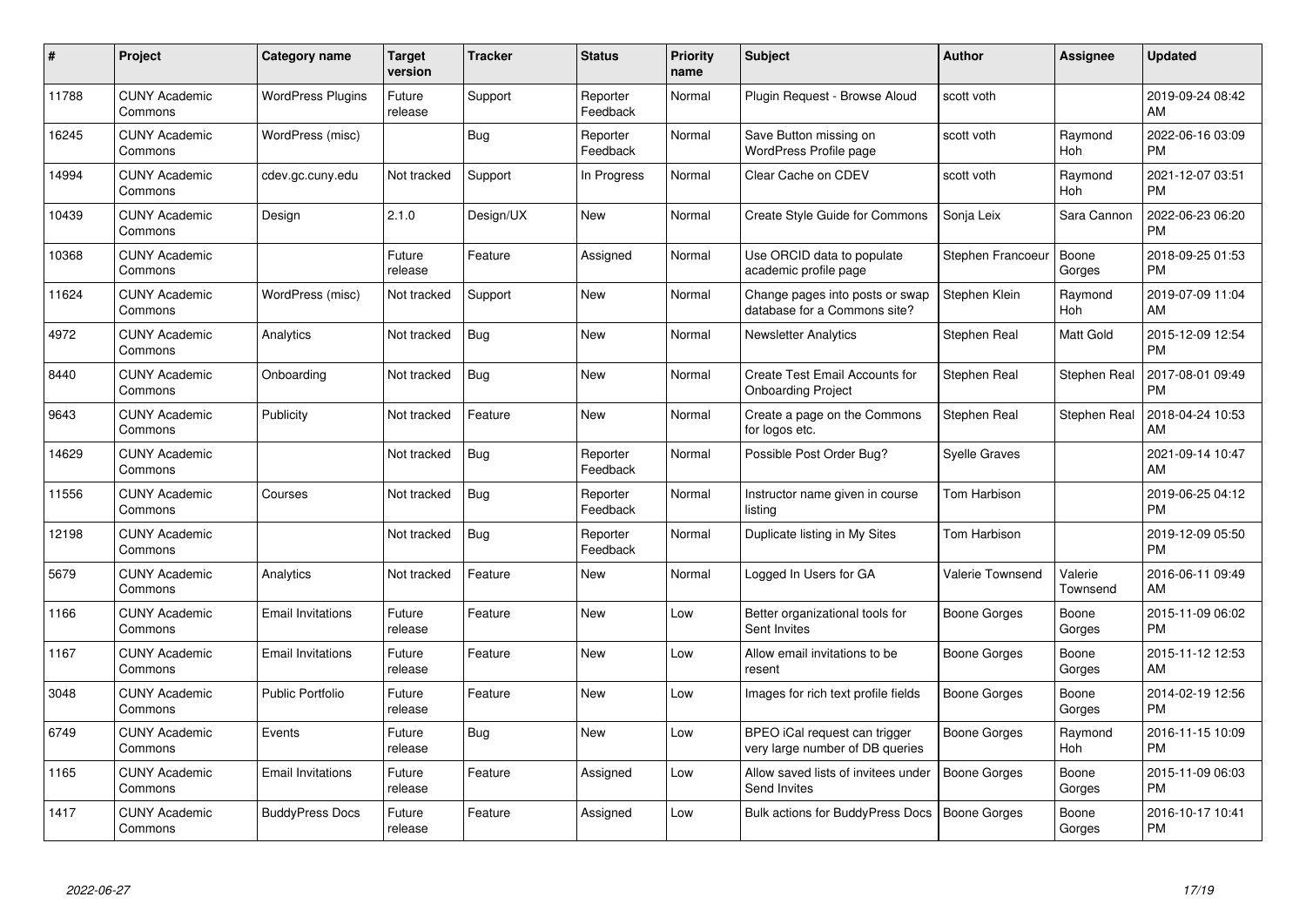| # | Project | Category name | Target version | Tracker | Status | Priority name | Subject | Author | Assignee | Updated |
|---|---|---|---|---|---|---|---|---|---|---|
| 11788 | CUNY Academic Commons | WordPress Plugins | Future release | Support | Reporter Feedback | Normal | Plugin Request - Browse Aloud | scott voth | | 2019-09-24 08:42 AM |
| 16245 | CUNY Academic Commons | WordPress (misc) | | Bug | Reporter Feedback | Normal | Save Button missing on WordPress Profile page | scott voth | Raymond Hoh | 2022-06-16 03:09 PM |
| 14994 | CUNY Academic Commons | cdev.gc.cuny.edu | Not tracked | Support | In Progress | Normal | Clear Cache on CDEV | scott voth | Raymond Hoh | 2021-12-07 03:51 PM |
| 10439 | CUNY Academic Commons | Design | 2.1.0 | Design/UX | New | Normal | Create Style Guide for Commons | Sonja Leix | Sara Cannon | 2022-06-23 06:20 PM |
| 10368 | CUNY Academic Commons | | Future release | Feature | Assigned | Normal | Use ORCID data to populate academic profile page | Stephen Francoeur | Boone Gorges | 2018-09-25 01:53 PM |
| 11624 | CUNY Academic Commons | WordPress (misc) | Not tracked | Support | New | Normal | Change pages into posts or swap database for a Commons site? | Stephen Klein | Raymond Hoh | 2019-07-09 11:04 AM |
| 4972 | CUNY Academic Commons | Analytics | Not tracked | Bug | New | Normal | Newsletter Analytics | Stephen Real | Matt Gold | 2015-12-09 12:54 PM |
| 8440 | CUNY Academic Commons | Onboarding | Not tracked | Bug | New | Normal | Create Test Email Accounts for Onboarding Project | Stephen Real | Stephen Real | 2017-08-01 09:49 PM |
| 9643 | CUNY Academic Commons | Publicity | Not tracked | Feature | New | Normal | Create a page on the Commons for logos etc. | Stephen Real | Stephen Real | 2018-04-24 10:53 AM |
| 14629 | CUNY Academic Commons | | Not tracked | Bug | Reporter Feedback | Normal | Possible Post Order Bug? | Syelle Graves | | 2021-09-14 10:47 AM |
| 11556 | CUNY Academic Commons | Courses | Not tracked | Bug | Reporter Feedback | Normal | Instructor name given in course listing | Tom Harbison | | 2019-06-25 04:12 PM |
| 12198 | CUNY Academic Commons | | Not tracked | Bug | Reporter Feedback | Normal | Duplicate listing in My Sites | Tom Harbison | | 2019-12-09 05:50 PM |
| 5679 | CUNY Academic Commons | Analytics | Not tracked | Feature | New | Normal | Logged In Users for GA | Valerie Townsend | Valerie Townsend | 2016-06-11 09:49 AM |
| 1166 | CUNY Academic Commons | Email Invitations | Future release | Feature | New | Low | Better organizational tools for Sent Invites | Boone Gorges | Boone Gorges | 2015-11-09 06:02 PM |
| 1167 | CUNY Academic Commons | Email Invitations | Future release | Feature | New | Low | Allow email invitations to be resent | Boone Gorges | Boone Gorges | 2015-11-12 12:53 AM |
| 3048 | CUNY Academic Commons | Public Portfolio | Future release | Feature | New | Low | Images for rich text profile fields | Boone Gorges | Boone Gorges | 2014-02-19 12:56 PM |
| 6749 | CUNY Academic Commons | Events | Future release | Bug | New | Low | BPEO iCal request can trigger very large number of DB queries | Boone Gorges | Raymond Hoh | 2016-11-15 10:09 PM |
| 1165 | CUNY Academic Commons | Email Invitations | Future release | Feature | Assigned | Low | Allow saved lists of invitees under Send Invites | Boone Gorges | Boone Gorges | 2015-11-09 06:03 PM |
| 1417 | CUNY Academic Commons | BuddyPress Docs | Future release | Feature | Assigned | Low | Bulk actions for BuddyPress Docs | Boone Gorges | Boone Gorges | 2016-10-17 10:41 PM |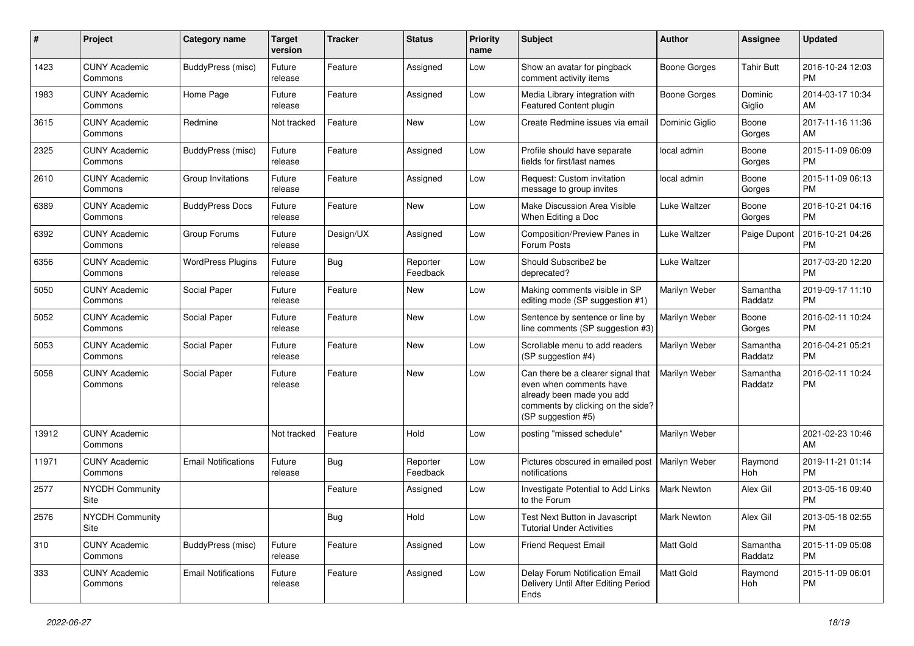| # | Project | Category name | Target version | Tracker | Status | Priority name | Subject | Author | Assignee | Updated |
|---|---|---|---|---|---|---|---|---|---|---|
| 1423 | CUNY Academic Commons | BuddyPress (misc) | Future release | Feature | Assigned | Low | Show an avatar for pingback comment activity items | Boone Gorges | Tahir Butt | 2016-10-24 12:03 PM |
| 1983 | CUNY Academic Commons | Home Page | Future release | Feature | Assigned | Low | Media Library integration with Featured Content plugin | Boone Gorges | Dominic Giglio | 2014-03-17 10:34 AM |
| 3615 | CUNY Academic Commons | Redmine | Not tracked | Feature | New | Low | Create Redmine issues via email | Dominic Giglio | Boone Gorges | 2017-11-16 11:36 AM |
| 2325 | CUNY Academic Commons | BuddyPress (misc) | Future release | Feature | Assigned | Low | Profile should have separate fields for first/last names | local admin | Boone Gorges | 2015-11-09 06:09 PM |
| 2610 | CUNY Academic Commons | Group Invitations | Future release | Feature | Assigned | Low | Request: Custom invitation message to group invites | local admin | Boone Gorges | 2015-11-09 06:13 PM |
| 6389 | CUNY Academic Commons | BuddyPress Docs | Future release | Feature | New | Low | Make Discussion Area Visible When Editing a Doc | Luke Waltzer | Boone Gorges | 2016-10-21 04:16 PM |
| 6392 | CUNY Academic Commons | Group Forums | Future release | Design/UX | Assigned | Low | Composition/Preview Panes in Forum Posts | Luke Waltzer | Paige Dupont | 2016-10-21 04:26 PM |
| 6356 | CUNY Academic Commons | WordPress Plugins | Future release | Bug | Reporter Feedback | Low | Should Subscribe2 be deprecated? | Luke Waltzer | | 2017-03-20 12:20 PM |
| 5050 | CUNY Academic Commons | Social Paper | Future release | Feature | New | Low | Making comments visible in SP editing mode (SP suggestion #1) | Marilyn Weber | Samantha Raddatz | 2019-09-17 11:10 PM |
| 5052 | CUNY Academic Commons | Social Paper | Future release | Feature | New | Low | Sentence by sentence or line by line comments (SP suggestion #3) | Marilyn Weber | Boone Gorges | 2016-02-11 10:24 PM |
| 5053 | CUNY Academic Commons | Social Paper | Future release | Feature | New | Low | Scrollable menu to add readers (SP suggestion #4) | Marilyn Weber | Samantha Raddatz | 2016-04-21 05:21 PM |
| 5058 | CUNY Academic Commons | Social Paper | Future release | Feature | New | Low | Can there be a clearer signal that even when comments have already been made you add comments by clicking on the side? (SP suggestion #5) | Marilyn Weber | Samantha Raddatz | 2016-02-11 10:24 PM |
| 13912 | CUNY Academic Commons | | Not tracked | Feature | Hold | Low | posting "missed schedule" | Marilyn Weber | | 2021-02-23 10:46 AM |
| 11971 | CUNY Academic Commons | Email Notifications | Future release | Bug | Reporter Feedback | Low | Pictures obscured in emailed post notifications | Marilyn Weber | Raymond Hoh | 2019-11-21 01:14 PM |
| 2577 | NYCDH Community Site | | | Feature | Assigned | Low | Investigate Potential to Add Links to the Forum | Mark Newton | Alex Gil | 2013-05-16 09:40 PM |
| 2576 | NYCDH Community Site | | | Bug | Hold | Low | Test Next Button in Javascript Tutorial Under Activities | Mark Newton | Alex Gil | 2013-05-18 02:55 PM |
| 310 | CUNY Academic Commons | BuddyPress (misc) | Future release | Feature | Assigned | Low | Friend Request Email | Matt Gold | Samantha Raddatz | 2015-11-09 05:08 PM |
| 333 | CUNY Academic Commons | Email Notifications | Future release | Feature | Assigned | Low | Delay Forum Notification Email Delivery Until After Editing Period Ends | Matt Gold | Raymond Hoh | 2015-11-09 06:01 PM |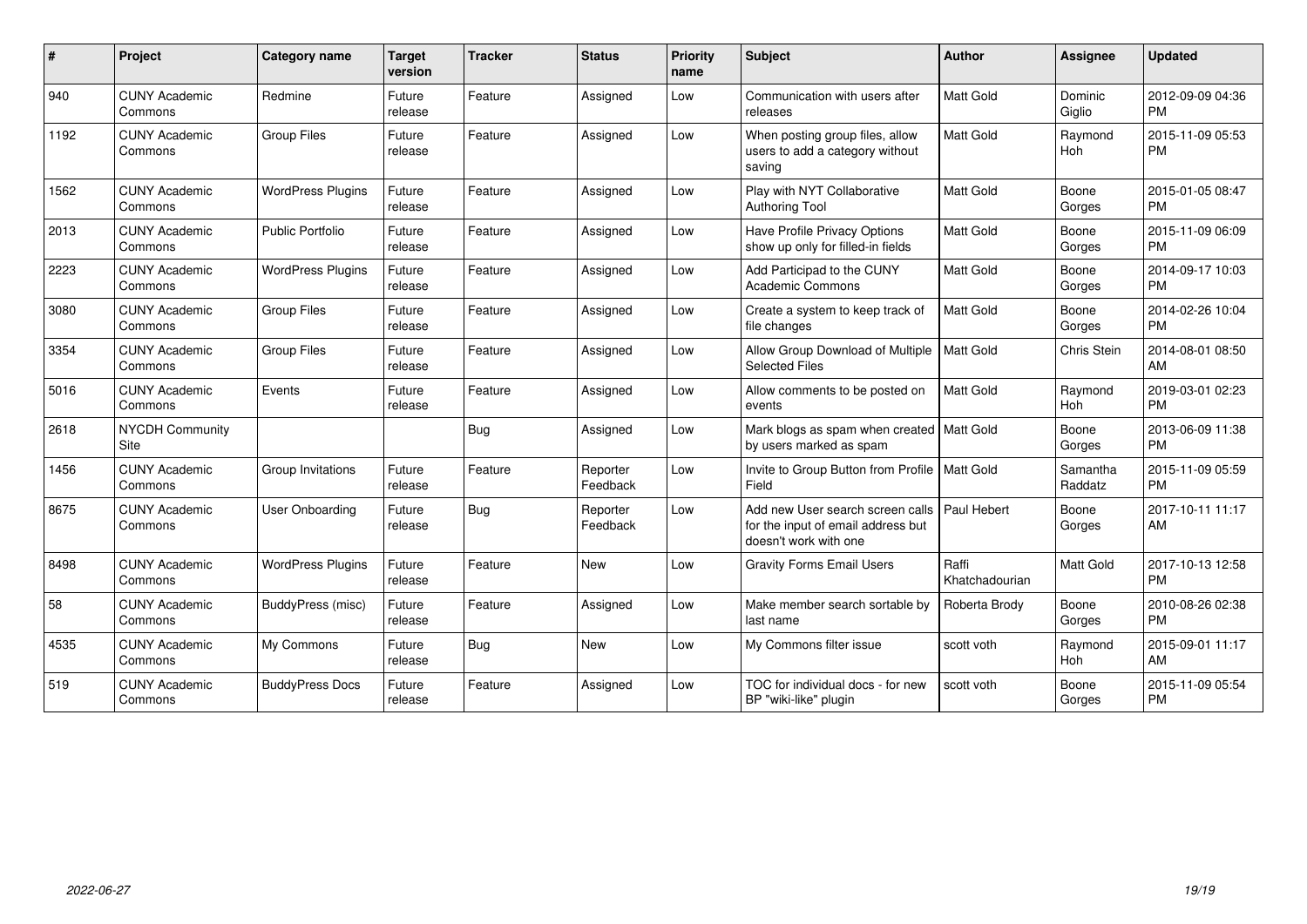| # | Project | Category name | Target version | Tracker | Status | Priority name | Subject | Author | Assignee | Updated |
|---|---|---|---|---|---|---|---|---|---|---|
| 940 | CUNY Academic Commons | Redmine | Future release | Feature | Assigned | Low | Communication with users after releases | Matt Gold | Dominic Giglio | 2012-09-09 04:36 PM |
| 1192 | CUNY Academic Commons | Group Files | Future release | Feature | Assigned | Low | When posting group files, allow users to add a category without saving | Matt Gold | Raymond Hoh | 2015-11-09 05:53 PM |
| 1562 | CUNY Academic Commons | WordPress Plugins | Future release | Feature | Assigned | Low | Play with NYT Collaborative Authoring Tool | Matt Gold | Boone Gorges | 2015-01-05 08:47 PM |
| 2013 | CUNY Academic Commons | Public Portfolio | Future release | Feature | Assigned | Low | Have Profile Privacy Options show up only for filled-in fields | Matt Gold | Boone Gorges | 2015-11-09 06:09 PM |
| 2223 | CUNY Academic Commons | WordPress Plugins | Future release | Feature | Assigned | Low | Add Participad to the CUNY Academic Commons | Matt Gold | Boone Gorges | 2014-09-17 10:03 PM |
| 3080 | CUNY Academic Commons | Group Files | Future release | Feature | Assigned | Low | Create a system to keep track of file changes | Matt Gold | Boone Gorges | 2014-02-26 10:04 PM |
| 3354 | CUNY Academic Commons | Group Files | Future release | Feature | Assigned | Low | Allow Group Download of Multiple Selected Files | Matt Gold | Chris Stein | 2014-08-01 08:50 AM |
| 5016 | CUNY Academic Commons | Events | Future release | Feature | Assigned | Low | Allow comments to be posted on events | Matt Gold | Raymond Hoh | 2019-03-01 02:23 PM |
| 2618 | NYCDH Community Site | | | Bug | Assigned | Low | Mark blogs as spam when created by users marked as spam | Matt Gold | Boone Gorges | 2013-06-09 11:38 PM |
| 1456 | CUNY Academic Commons | Group Invitations | Future release | Feature | Reporter Feedback | Low | Invite to Group Button from Profile Field | Matt Gold | Samantha Raddatz | 2015-11-09 05:59 PM |
| 8675 | CUNY Academic Commons | User Onboarding | Future release | Bug | Reporter Feedback | Low | Add new User search screen calls for the input of email address but doesn't work with one | Paul Hebert | Boone Gorges | 2017-10-11 11:17 AM |
| 8498 | CUNY Academic Commons | WordPress Plugins | Future release | Feature | New | Low | Gravity Forms Email Users | Raffi Khatchadourian | Matt Gold | 2017-10-13 12:58 PM |
| 58 | CUNY Academic Commons | BuddyPress (misc) | Future release | Feature | Assigned | Low | Make member search sortable by last name | Roberta Brody | Boone Gorges | 2010-08-26 02:38 PM |
| 4535 | CUNY Academic Commons | My Commons | Future release | Bug | New | Low | My Commons filter issue | scott voth | Raymond Hoh | 2015-09-01 11:17 AM |
| 519 | CUNY Academic Commons | BuddyPress Docs | Future release | Feature | Assigned | Low | TOC for individual docs - for new BP "wiki-like" plugin | scott voth | Boone Gorges | 2015-11-09 05:54 PM |